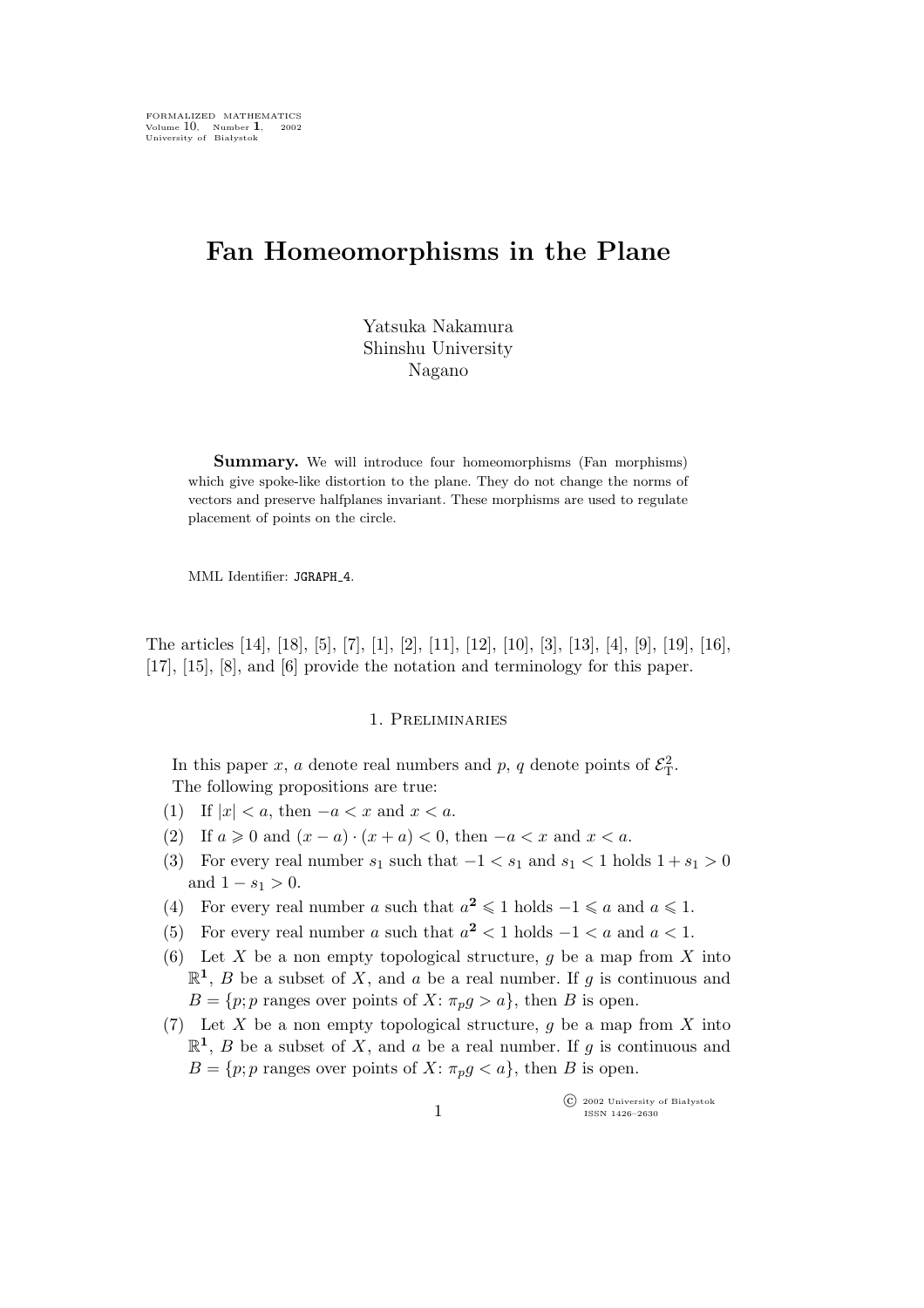# Fan Homeomorphisms in the Plane

Yatsuka Nakamura
Shinshu University
Nagano

**Summary.** We will introduce four homeomorphisms (Fan morphisms) which give spoke-like distortion to the plane. They do not change the norms of vectors and preserve halfplanes invariant. These morphisms are used to regulate placement of points on the circle.

MML Identifier: JGRAPH_4.

The articles [14], [18], [5], [7], [1], [2], [11], [12], [10], [3], [13], [4], [9], [19], [16], [17], [15], [8], and [6] provide the notation and terminology for this paper.

## 1. Preliminaries

In this paper $x$, $a$ denote real numbers and $p$, $q$ denote points of $\mathcal{E}^2_{\rm T}$.

The following propositions are true:

(1) If $|x| < a$, then $-a < x$ and $x < a$.

(2) If $a \geqslant 0$ and $(x - a) \cdot (x + a) < 0$, then $-a < x$ and $x < a$.

(3) For every real number $s_1$ such that $-1 < s_1$ and $s_1 < 1$ holds $1 + s_1 > 0$ and $1 - s_1 > 0$.

(4) For every real number $a$ such that $a^{\mathbf{2}} \leqslant 1$ holds $-1 \leqslant a$ and $a \leqslant 1$.

(5) For every real number $a$ such that $a^{\mathbf{2}} < 1$ holds $-1 < a$ and $a < 1$.

(6) Let $X$ be a non empty topological structure, $g$ be a map from $X$ into $\mathbb{R}^{\mathbf{1}}$, $B$ be a subset of $X$, and $a$ be a real number. If $g$ is continuous and $B = \{p; p$ ranges over points of $X$: $\pi_p g > a\}$, then $B$ is open.

(7) Let $X$ be a non empty topological structure, $g$ be a map from $X$ into $\mathbb{R}^{\mathbf{1}}$, $B$ be a subset of $X$, and $a$ be a real number. If $g$ is continuous and $B = \{p; p$ ranges over points of $X$: $\pi_p g < a\}$, then $B$ is open.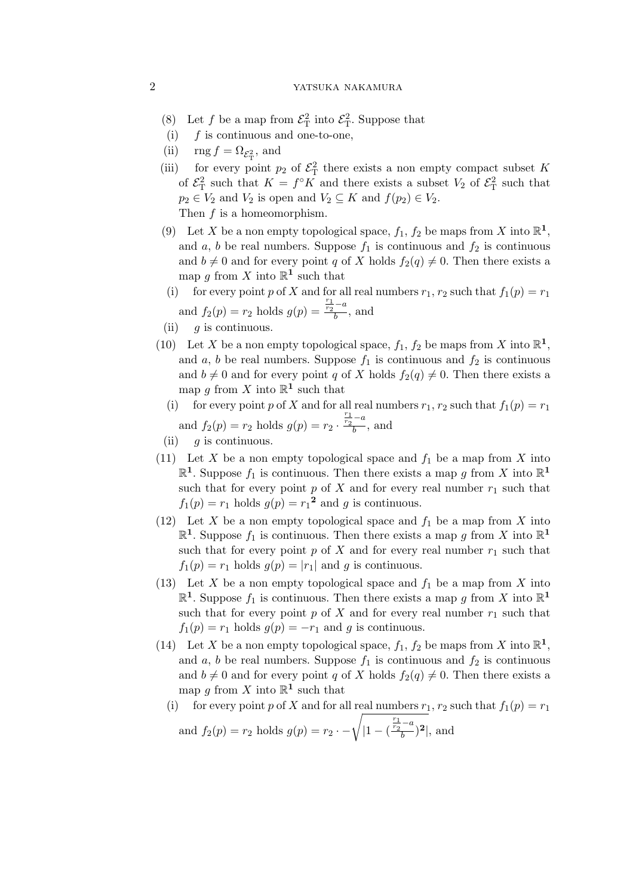(8) Let $f$ be a map from $\mathcal{E}^2_{\rm T}$ into $\mathcal{E}^2_{\rm T}$. Suppose that

(i) $f$ is continuous and one-to-one,

(ii) $\operatorname{rng} f = \Omega_{\mathcal{E}^2_{\rm T}}$, and

(iii) for every point $p_2$ of $\mathcal{E}^2_{\rm T}$ there exists a non empty compact subset $K$ of $\mathcal{E}^2_{\rm T}$ such that $K = f^\circ K$ and there exists a subset $V_2$ of $\mathcal{E}^2_{\rm T}$ such that $p_2 \in V_2$ and $V_2$ is open and $V_2 \subseteq K$ and $f(p_2) \in V_2$.

Then $f$ is a homeomorphism.

(9) Let $X$ be a non empty topological space, $f_1$, $f_2$ be maps from $X$ into $\mathbb{R}^{\mathbf{1}}$, and $a$, $b$ be real numbers. Suppose $f_1$ is continuous and $f_2$ is continuous and $b \neq 0$ and for every point $q$ of $X$ holds $f_2(q) \neq 0$. Then there exists a map $g$ from $X$ into $\mathbb{R}^{\mathbf{1}}$ such that

(i) for every point $p$ of $X$ and for all real numbers $r_1$, $r_2$ such that $f_1(p) = r_1$ and $f_2(p) = r_2$ holds $g(p) = \frac{\frac{r_1}{r_2} - a}{b}$, and

(ii) $g$ is continuous.

(10) Let $X$ be a non empty topological space, $f_1$, $f_2$ be maps from $X$ into $\mathbb{R}^{\mathbf{1}}$, and $a$, $b$ be real numbers. Suppose $f_1$ is continuous and $f_2$ is continuous and $b \neq 0$ and for every point $q$ of $X$ holds $f_2(q) \neq 0$. Then there exists a map $g$ from $X$ into $\mathbb{R}^{\mathbf{1}}$ such that

(i) for every point $p$ of $X$ and for all real numbers $r_1$, $r_2$ such that $f_1(p) = r_1$ and $f_2(p) = r_2$ holds $g(p) = r_2 \cdot \frac{\frac{r_1}{r_2} - a}{b}$, and

(ii) $g$ is continuous.

(11) Let $X$ be a non empty topological space and $f_1$ be a map from $X$ into $\mathbb{R}^{\mathbf{1}}$. Suppose $f_1$ is continuous. Then there exists a map $g$ from $X$ into $\mathbb{R}^{\mathbf{1}}$ such that for every point $p$ of $X$ and for every real number $r_1$ such that $f_1(p) = r_1$ holds $g(p) = {r_1}^{\mathbf{2}}$ and $g$ is continuous.

(12) Let $X$ be a non empty topological space and $f_1$ be a map from $X$ into $\mathbb{R}^{\mathbf{1}}$. Suppose $f_1$ is continuous. Then there exists a map $g$ from $X$ into $\mathbb{R}^{\mathbf{1}}$ such that for every point $p$ of $X$ and for every real number $r_1$ such that $f_1(p) = r_1$ holds $g(p) = |r_1|$ and $g$ is continuous.

(13) Let $X$ be a non empty topological space and $f_1$ be a map from $X$ into $\mathbb{R}^{\mathbf{1}}$. Suppose $f_1$ is continuous. Then there exists a map $g$ from $X$ into $\mathbb{R}^{\mathbf{1}}$ such that for every point $p$ of $X$ and for every real number $r_1$ such that $f_1(p) = r_1$ holds $g(p) = -r_1$ and $g$ is continuous.

(14) Let $X$ be a non empty topological space, $f_1$, $f_2$ be maps from $X$ into $\mathbb{R}^{\mathbf{1}}$, and $a$, $b$ be real numbers. Suppose $f_1$ is continuous and $f_2$ is continuous and $b \neq 0$ and for every point $q$ of $X$ holds $f_2(q) \neq 0$. Then there exists a map $g$ from $X$ into $\mathbb{R}^{\mathbf{1}}$ such that

(i) for every point $p$ of $X$ and for all real numbers $r_1$, $r_2$ such that $f_1(p) = r_1$ and $f_2(p) = r_2$ holds $g(p) = r_2 \cdot -\sqrt{|1 - (\frac{\frac{r_1}{r_2} - a}{b})^{\mathbf{2}}|}$, and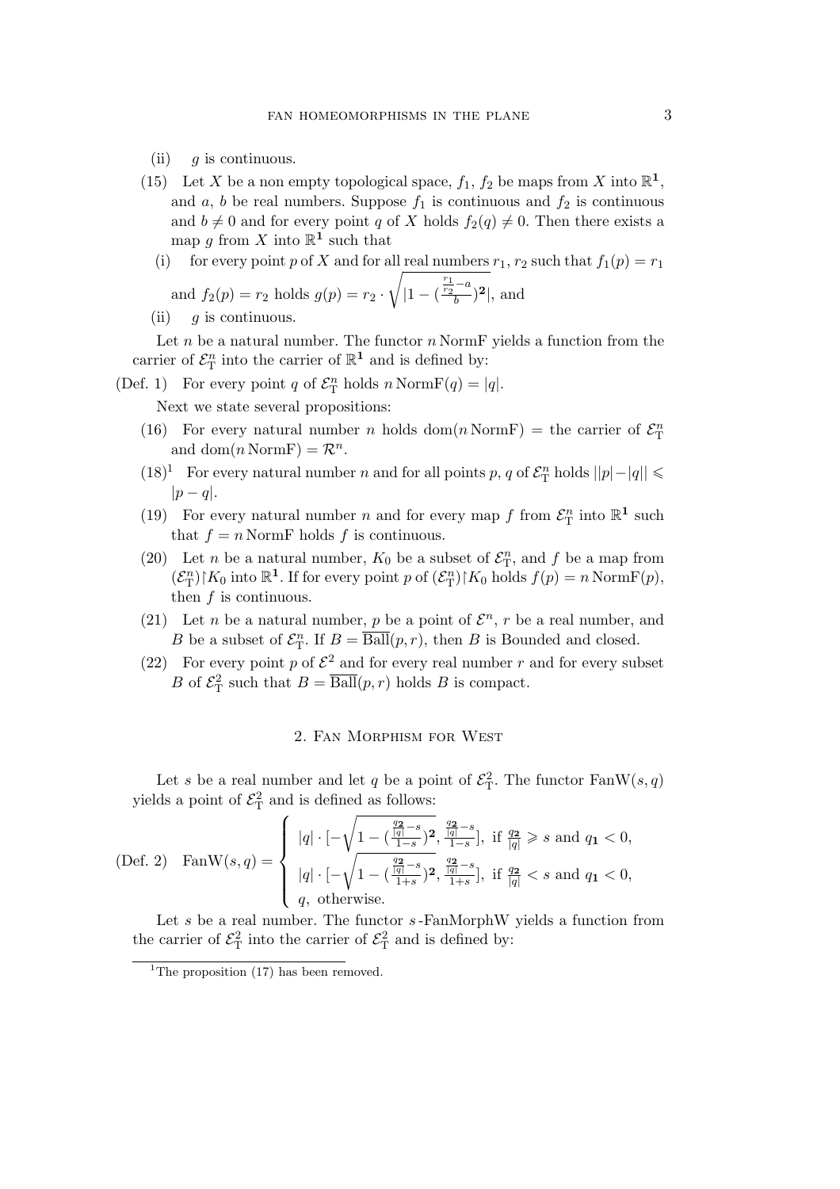(ii) $g$ is continuous.

(15) Let $X$ be a non empty topological space, $f_1$, $f_2$ be maps from $X$ into $\mathbb{R}^{\mathbf{1}}$, and $a$, $b$ be real numbers. Suppose $f_1$ is continuous and $f_2$ is continuous and $b \neq 0$ and for every point $q$ of $X$ holds $f_2(q) \neq 0$. Then there exists a map $g$ from $X$ into $\mathbb{R}^{\mathbf{1}}$ such that

(i) for every point $p$ of $X$ and for all real numbers $r_1$, $r_2$ such that $f_1(p) = r_1$ and $f_2(p) = r_2$ holds $g(p) = r_2 \cdot \sqrt{|1 - (\frac{\frac{r_1}{r_2} - a}{b})^{\mathbf{2}}|}$, and

(ii) $g$ is continuous.

Let $n$ be a natural number. The functor $n\,\mathrm{NormF}$ yields a function from the carrier of $\mathcal{E}^n_{\mathrm{T}}$ into the carrier of $\mathbb{R}^{\mathbf{1}}$ and is defined by:

(Def. 1) For every point $q$ of $\mathcal{E}^n_{\mathrm{T}}$ holds $n\,\mathrm{NormF}(q) = |q|$.

Next we state several propositions:

(16) For every natural number $n$ holds $\mathrm{dom}(n\,\mathrm{NormF})$ = the carrier of $\mathcal{E}^n_{\mathrm{T}}$ and $\mathrm{dom}(n\,\mathrm{NormF}) = \mathcal{R}^n$.

(18)[1] For every natural number $n$ and for all points $p$, $q$ of $\mathcal{E}^n_{\mathrm{T}}$ holds $||p| - |q|| \leqslant |p - q|$.

(19) For every natural number $n$ and for every map $f$ from $\mathcal{E}^n_{\mathrm{T}}$ into $\mathbb{R}^{\mathbf{1}}$ such that $f = n\,\mathrm{NormF}$ holds $f$ is continuous.

(20) Let $n$ be a natural number, $K_0$ be a subset of $\mathcal{E}^n_{\mathrm{T}}$, and $f$ be a map from $(\mathcal{E}^n_{\mathrm{T}}){\restriction}K_0$ into $\mathbb{R}^{\mathbf{1}}$. If for every point $p$ of $(\mathcal{E}^n_{\mathrm{T}}){\restriction}K_0$ holds $f(p) = n\,\mathrm{NormF}(p)$, then $f$ is continuous.

(21) Let $n$ be a natural number, $p$ be a point of $\mathcal{E}^n$, $r$ be a real number, and $B$ be a subset of $\mathcal{E}^n_{\mathrm{T}}$. If $B = \overline{\mathrm{Ball}}(p, r)$, then $B$ is Bounded and closed.

(22) For every point $p$ of $\mathcal{E}^2$ and for every real number $r$ and for every subset $B$ of $\mathcal{E}^2_{\mathrm{T}}$ such that $B = \overline{\mathrm{Ball}}(p, r)$ holds $B$ is compact.

## 2. Fan Morphism for West

Let $s$ be a real number and let $q$ be a point of $\mathcal{E}^2_{\mathrm{T}}$. The functor $\mathrm{FanW}(s, q)$ yields a point of $\mathcal{E}^2_{\mathrm{T}}$ and is defined as follows:

(Def. 2)
$$\mathrm{FanW}(s, q) = \begin{cases} |q| \cdot [-\sqrt{1 - (\frac{\frac{q_{\mathbf{2}}}{|q|} - s}{1 - s})^{\mathbf{2}}}, \frac{\frac{q_{\mathbf{2}}}{|q|} - s}{1 - s}], & \text{if } \frac{q_{\mathbf{2}}}{|q|} \geqslant s \text{ and } q_{\mathbf{1}} < 0, \\ |q| \cdot [-\sqrt{1 - (\frac{\frac{q_{\mathbf{2}}}{|q|} - s}{1 + s})^{\mathbf{2}}}, \frac{\frac{q_{\mathbf{2}}}{|q|} - s}{1 + s}], & \text{if } \frac{q_{\mathbf{2}}}{|q|} < s \text{ and } q_{\mathbf{1}} < 0, \\ q, & \text{otherwise.} \end{cases}$$

Let $s$ be a real number. The functor $s$-FanMorphW yields a function from the carrier of $\mathcal{E}^2_{\mathrm{T}}$ into the carrier of $\mathcal{E}^2_{\mathrm{T}}$ and is defined by:

[1] The proposition (17) has been removed.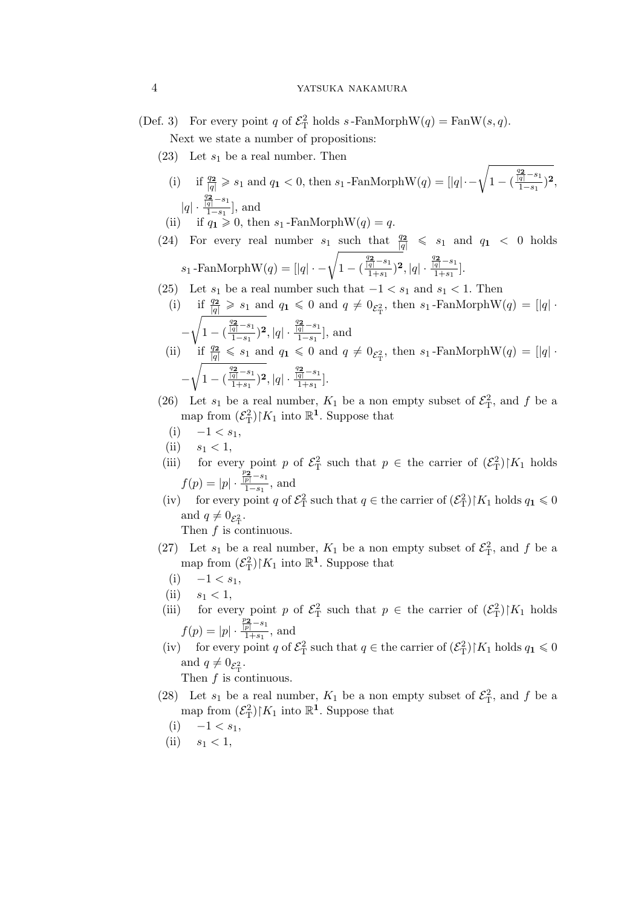(Def. 3) For every point $q$ of $\mathcal{E}^2_{\rm T}$ holds $s$-FanMorphW$(q) = $ FanW$(s, q)$.

Next we state a number of propositions:

(23) Let $s_1$ be a real number. Then

(i) if $\frac{q_{\mathbf{2}}}{|q|} \geqslant s_1$ and $q_{\mathbf{1}} < 0$, then $s_1$-FanMorphW$(q) = [|q| \cdot -\sqrt{1 - (\frac{\frac{q_{\mathbf{2}}}{|q|} - s_1}{1 - s_1})^{\mathbf{2}}}, |q| \cdot \frac{\frac{q_{\mathbf{2}}}{|q|} - s_1}{1 - s_1}]$, and

(ii) if $q_{\mathbf{1}} \geqslant 0$, then $s_1$-FanMorphW$(q) = q$.

(24) For every real number $s_1$ such that $\frac{q_{\mathbf{2}}}{|q|} \leqslant s_1$ and $q_{\mathbf{1}} < 0$ holds $s_1$-FanMorphW$(q) = [|q| \cdot -\sqrt{1 - (\frac{\frac{q_{\mathbf{2}}}{|q|} - s_1}{1 + s_1})^{\mathbf{2}}}, |q| \cdot \frac{\frac{q_{\mathbf{2}}}{|q|} - s_1}{1 + s_1}]$.

(25) Let $s_1$ be a real number such that $-1 < s_1$ and $s_1 < 1$. Then

(i) if $\frac{q_{\mathbf{2}}}{|q|} \geqslant s_1$ and $q_{\mathbf{1}} \leqslant 0$ and $q \neq 0_{\mathcal{E}^2_{\rm T}}$, then $s_1$-FanMorphW$(q) = [|q| \cdot -\sqrt{1 - (\frac{\frac{q_{\mathbf{2}}}{|q|} - s_1}{1 - s_1})^{\mathbf{2}}}, |q| \cdot \frac{\frac{q_{\mathbf{2}}}{|q|} - s_1}{1 - s_1}]$, and

(ii) if $\frac{q_{\mathbf{2}}}{|q|} \leqslant s_1$ and $q_{\mathbf{1}} \leqslant 0$ and $q \neq 0_{\mathcal{E}^2_{\rm T}}$, then $s_1$-FanMorphW$(q) = [|q| \cdot -\sqrt{1 - (\frac{\frac{q_{\mathbf{2}}}{|q|} - s_1}{1 + s_1})^{\mathbf{2}}}, |q| \cdot \frac{\frac{q_{\mathbf{2}}}{|q|} - s_1}{1 + s_1}]$.

(26) Let $s_1$ be a real number, $K_1$ be a non empty subset of $\mathcal{E}^2_{\rm T}$, and $f$ be a map from $(\mathcal{E}^2_{\rm T}) \restriction K_1$ into $\mathbb{R}^{\mathbf{1}}$. Suppose that

(i) $-1 < s_1$,

(ii) $s_1 < 1$,

(iii) for every point $p$ of $\mathcal{E}^2_{\rm T}$ such that $p \in$ the carrier of $(\mathcal{E}^2_{\rm T}) \restriction K_1$ holds $f(p) = |p| \cdot \frac{\frac{p_{\mathbf{2}}}{|p|} - s_1}{1 - s_1}$, and

(iv) for every point $q$ of $\mathcal{E}^2_{\rm T}$ such that $q \in$ the carrier of $(\mathcal{E}^2_{\rm T}) \restriction K_1$ holds $q_{\mathbf{1}} \leqslant 0$ and $q \neq 0_{\mathcal{E}^2_{\rm T}}$.

Then $f$ is continuous.

(27) Let $s_1$ be a real number, $K_1$ be a non empty subset of $\mathcal{E}^2_{\rm T}$, and $f$ be a map from $(\mathcal{E}^2_{\rm T}) \restriction K_1$ into $\mathbb{R}^{\mathbf{1}}$. Suppose that

(i) $-1 < s_1$,

(ii) $s_1 < 1$,

(iii) for every point $p$ of $\mathcal{E}^2_{\rm T}$ such that $p \in$ the carrier of $(\mathcal{E}^2_{\rm T}) \restriction K_1$ holds $f(p) = |p| \cdot \frac{\frac{p_{\mathbf{2}}}{|p|} - s_1}{1 + s_1}$, and

(iv) for every point $q$ of $\mathcal{E}^2_{\rm T}$ such that $q \in$ the carrier of $(\mathcal{E}^2_{\rm T}) \restriction K_1$ holds $q_{\mathbf{1}} \leqslant 0$ and $q \neq 0_{\mathcal{E}^2_{\rm T}}$.

Then $f$ is continuous.

(28) Let $s_1$ be a real number, $K_1$ be a non empty subset of $\mathcal{E}^2_{\rm T}$, and $f$ be a map from $(\mathcal{E}^2_{\rm T}) \restriction K_1$ into $\mathbb{R}^{\mathbf{1}}$. Suppose that

(i) $-1 < s_1$,

(ii) $s_1 < 1$,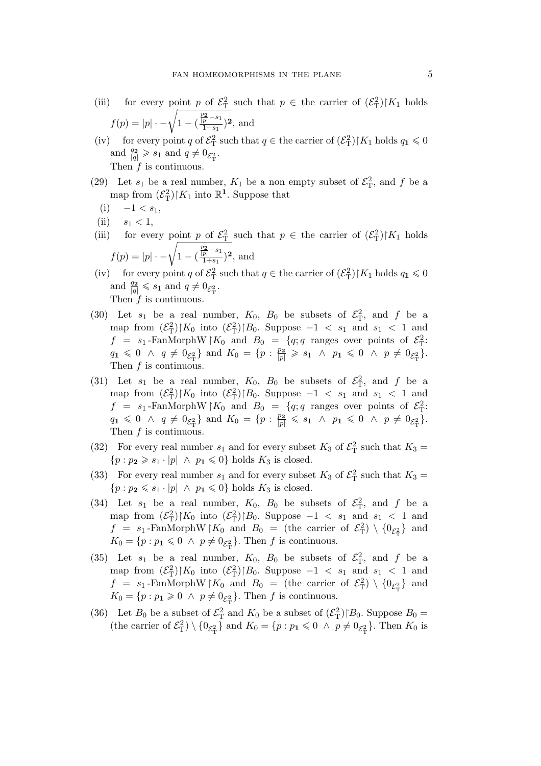(iii) for every point $p$ of $\mathcal{E}^2_{\mathrm{T}}$ such that $p \in$ the carrier of $(\mathcal{E}^2_{\mathrm{T}})\restriction K_1$ holds $f(p) = |p| \cdot -\sqrt{1 - (\frac{\frac{p_{\mathbf{2}}}{|p|} - s_1}{1 - s_1})^{\mathbf{2}}}$, and

(iv) for every point $q$ of $\mathcal{E}^2_{\mathrm{T}}$ such that $q \in$ the carrier of $(\mathcal{E}^2_{\mathrm{T}})\restriction K_1$ holds $q_{\mathbf{1}} \leqslant 0$ and $\frac{q_{\mathbf{2}}}{|q|} \geqslant s_1$ and $q \neq 0_{\mathcal{E}^2_{\mathrm{T}}}$.

Then $f$ is continuous.

(29) Let $s_1$ be a real number, $K_1$ be a non empty subset of $\mathcal{E}^2_{\mathrm{T}}$, and $f$ be a map from $(\mathcal{E}^2_{\mathrm{T}})\restriction K_1$ into $\mathbb{R}^{\mathbf{1}}$. Suppose that

(i) $-1 < s_1$,

(ii) $s_1 < 1$,

(iii) for every point $p$ of $\mathcal{E}^2_{\mathrm{T}}$ such that $p \in$ the carrier of $(\mathcal{E}^2_{\mathrm{T}})\restriction K_1$ holds $f(p) = |p| \cdot -\sqrt{1 - (\frac{\frac{p_{\mathbf{2}}}{|p|} - s_1}{1 + s_1})^{\mathbf{2}}}$, and

(iv) for every point $q$ of $\mathcal{E}^2_{\mathrm{T}}$ such that $q \in$ the carrier of $(\mathcal{E}^2_{\mathrm{T}})\restriction K_1$ holds $q_{\mathbf{1}} \leqslant 0$ and $\frac{q_{\mathbf{2}}}{|q|} \leqslant s_1$ and $q \neq 0_{\mathcal{E}^2_{\mathrm{T}}}$.

Then $f$ is continuous.

(30) Let $s_1$ be a real number, $K_0$, $B_0$ be subsets of $\mathcal{E}^2_{\mathrm{T}}$, and $f$ be a map from $(\mathcal{E}^2_{\mathrm{T}})\restriction K_0$ into $(\mathcal{E}^2_{\mathrm{T}})\restriction B_0$. Suppose $-1 < s_1$ and $s_1 < 1$ and $f = s_1$-FanMorphW$\restriction K_0$ and $B_0 = \{q; q$ ranges over points of $\mathcal{E}^2_{\mathrm{T}}$: $q_{\mathbf{1}} \leqslant 0 \ \wedge \ q \neq 0_{\mathcal{E}^2_{\mathrm{T}}}\}$ and $K_0 = \{p : \frac{p_{\mathbf{2}}}{|p|} \geqslant s_1 \ \wedge \ p_{\mathbf{1}} \leqslant 0 \ \wedge \ p \neq 0_{\mathcal{E}^2_{\mathrm{T}}}\}$. Then $f$ is continuous.

(31) Let $s_1$ be a real number, $K_0$, $B_0$ be subsets of $\mathcal{E}^2_{\mathrm{T}}$, and $f$ be a map from $(\mathcal{E}^2_{\mathrm{T}})\restriction K_0$ into $(\mathcal{E}^2_{\mathrm{T}})\restriction B_0$. Suppose $-1 < s_1$ and $s_1 < 1$ and $f = s_1$-FanMorphW$\restriction K_0$ and $B_0 = \{q; q$ ranges over points of $\mathcal{E}^2_{\mathrm{T}}$: $q_{\mathbf{1}} \leqslant 0 \ \wedge \ q \neq 0_{\mathcal{E}^2_{\mathrm{T}}}\}$ and $K_0 = \{p : \frac{p_{\mathbf{2}}}{|p|} \leqslant s_1 \ \wedge \ p_{\mathbf{1}} \leqslant 0 \ \wedge \ p \neq 0_{\mathcal{E}^2_{\mathrm{T}}}\}$. Then $f$ is continuous.

(32) For every real number $s_1$ and for every subset $K_3$ of $\mathcal{E}^2_{\mathrm{T}}$ such that $K_3 = \{p : p_{\mathbf{2}} \geqslant s_1 \cdot |p| \ \wedge \ p_{\mathbf{1}} \leqslant 0\}$ holds $K_3$ is closed.

(33) For every real number $s_1$ and for every subset $K_3$ of $\mathcal{E}^2_{\mathrm{T}}$ such that $K_3 = \{p : p_{\mathbf{2}} \leqslant s_1 \cdot |p| \ \wedge \ p_{\mathbf{1}} \leqslant 0\}$ holds $K_3$ is closed.

(34) Let $s_1$ be a real number, $K_0$, $B_0$ be subsets of $\mathcal{E}^2_{\mathrm{T}}$, and $f$ be a map from $(\mathcal{E}^2_{\mathrm{T}})\restriction K_0$ into $(\mathcal{E}^2_{\mathrm{T}})\restriction B_0$. Suppose $-1 < s_1$ and $s_1 < 1$ and $f = s_1$-FanMorphW$\restriction K_0$ and $B_0 =$ (the carrier of $\mathcal{E}^2_{\mathrm{T}}$) $\setminus \{0_{\mathcal{E}^2_{\mathrm{T}}}\}$ and $K_0 = \{p : p_{\mathbf{1}} \leqslant 0 \ \wedge \ p \neq 0_{\mathcal{E}^2_{\mathrm{T}}}\}$. Then $f$ is continuous.

(35) Let $s_1$ be a real number, $K_0$, $B_0$ be subsets of $\mathcal{E}^2_{\mathrm{T}}$, and $f$ be a map from $(\mathcal{E}^2_{\mathrm{T}})\restriction K_0$ into $(\mathcal{E}^2_{\mathrm{T}})\restriction B_0$. Suppose $-1 < s_1$ and $s_1 < 1$ and $f = s_1$-FanMorphW$\restriction K_0$ and $B_0 =$ (the carrier of $\mathcal{E}^2_{\mathrm{T}}$) $\setminus \{0_{\mathcal{E}^2_{\mathrm{T}}}\}$ and $K_0 = \{p : p_{\mathbf{1}} \geqslant 0 \ \wedge \ p \neq 0_{\mathcal{E}^2_{\mathrm{T}}}\}$. Then $f$ is continuous.

(36) Let $B_0$ be a subset of $\mathcal{E}^2_{\mathrm{T}}$ and $K_0$ be a subset of $(\mathcal{E}^2_{\mathrm{T}})\restriction B_0$. Suppose $B_0 =$ (the carrier of $\mathcal{E}^2_{\mathrm{T}}$) $\setminus \{0_{\mathcal{E}^2_{\mathrm{T}}}\}$ and $K_0 = \{p : p_{\mathbf{1}} \leqslant 0 \ \wedge \ p \neq 0_{\mathcal{E}^2_{\mathrm{T}}}\}$. Then $K_0$ is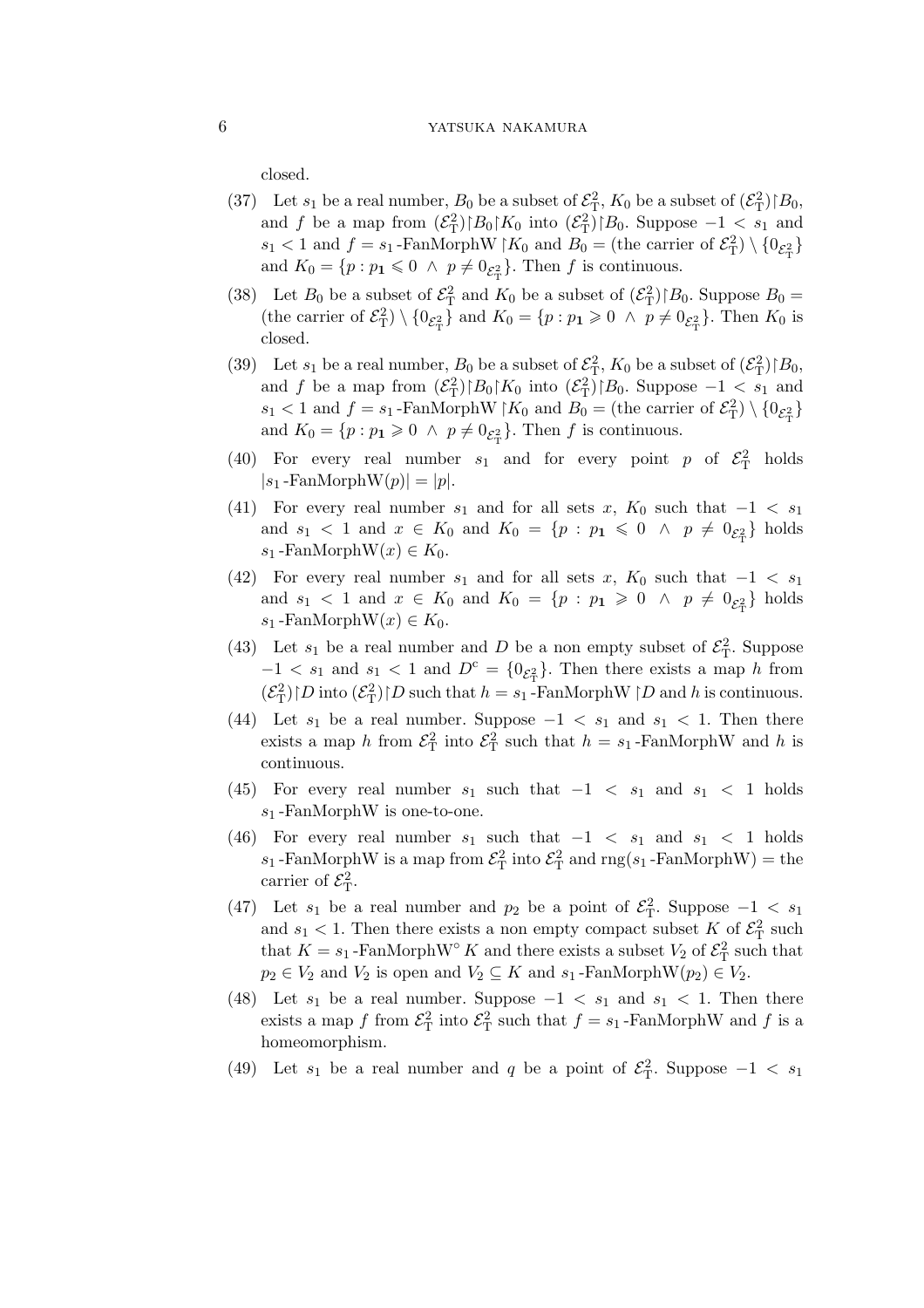closed.

(37) Let $s_1$ be a real number, $B_0$ be a subset of $\mathcal{E}^2_{\rm T}$, $K_0$ be a subset of $(\mathcal{E}^2_{\rm T})\restriction B_0$, and $f$ be a map from $(\mathcal{E}^2_{\rm T})\restriction B_0 \restriction K_0$ into $(\mathcal{E}^2_{\rm T})\restriction B_0$. Suppose $-1 < s_1$ and $s_1 < 1$ and $f = s_1$-FanMorphW $\restriction K_0$ and $B_0 =$ (the carrier of $\mathcal{E}^2_{\rm T}) \setminus \{0_{\mathcal{E}^2_{\rm T}}\}$ and $K_0 = \{p : p_{\mathbf{1}} \leqslant 0 \ \wedge \ p \neq 0_{\mathcal{E}^2_{\rm T}}\}$. Then $f$ is continuous.

(38) Let $B_0$ be a subset of $\mathcal{E}^2_{\rm T}$ and $K_0$ be a subset of $(\mathcal{E}^2_{\rm T})\restriction B_0$. Suppose $B_0 =$ (the carrier of $\mathcal{E}^2_{\rm T}) \setminus \{0_{\mathcal{E}^2_{\rm T}}\}$ and $K_0 = \{p : p_{\mathbf{1}} \geqslant 0 \ \wedge \ p \neq 0_{\mathcal{E}^2_{\rm T}}\}$. Then $K_0$ is closed.

(39) Let $s_1$ be a real number, $B_0$ be a subset of $\mathcal{E}^2_{\rm T}$, $K_0$ be a subset of $(\mathcal{E}^2_{\rm T})\restriction B_0$, and $f$ be a map from $(\mathcal{E}^2_{\rm T})\restriction B_0 \restriction K_0$ into $(\mathcal{E}^2_{\rm T})\restriction B_0$. Suppose $-1 < s_1$ and $s_1 < 1$ and $f = s_1$-FanMorphW $\restriction K_0$ and $B_0 =$ (the carrier of $\mathcal{E}^2_{\rm T}) \setminus \{0_{\mathcal{E}^2_{\rm T}}\}$ and $K_0 = \{p : p_{\mathbf{1}} \geqslant 0 \ \wedge \ p \neq 0_{\mathcal{E}^2_{\rm T}}\}$. Then $f$ is continuous.

(40) For every real number $s_1$ and for every point $p$ of $\mathcal{E}^2_{\rm T}$ holds $|s_1\text{-FanMorphW}(p)| = |p|$.

(41) For every real number $s_1$ and for all sets $x$, $K_0$ such that $-1 < s_1$ and $s_1 < 1$ and $x \in K_0$ and $K_0 = \{p : p_{\mathbf{1}} \leqslant 0 \ \wedge \ p \neq 0_{\mathcal{E}^2_{\rm T}}\}$ holds $s_1\text{-FanMorphW}(x) \in K_0$.

(42) For every real number $s_1$ and for all sets $x$, $K_0$ such that $-1 < s_1$ and $s_1 < 1$ and $x \in K_0$ and $K_0 = \{p : p_{\mathbf{1}} \geqslant 0 \ \wedge \ p \neq 0_{\mathcal{E}^2_{\rm T}}\}$ holds $s_1\text{-FanMorphW}(x) \in K_0$.

(43) Let $s_1$ be a real number and $D$ be a non empty subset of $\mathcal{E}^2_{\rm T}$. Suppose $-1 < s_1$ and $s_1 < 1$ and $D^{\rm c} = \{0_{\mathcal{E}^2_{\rm T}}\}$. Then there exists a map $h$ from $(\mathcal{E}^2_{\rm T})\restriction D$ into $(\mathcal{E}^2_{\rm T})\restriction D$ such that $h = s_1$-FanMorphW $\restriction D$ and $h$ is continuous.

(44) Let $s_1$ be a real number. Suppose $-1 < s_1$ and $s_1 < 1$. Then there exists a map $h$ from $\mathcal{E}^2_{\rm T}$ into $\mathcal{E}^2_{\rm T}$ such that $h = s_1$-FanMorphW and $h$ is continuous.

(45) For every real number $s_1$ such that $-1 < s_1$ and $s_1 < 1$ holds $s_1$-FanMorphW is one-to-one.

(46) For every real number $s_1$ such that $-1 < s_1$ and $s_1 < 1$ holds $s_1$-FanMorphW is a map from $\mathcal{E}^2_{\rm T}$ into $\mathcal{E}^2_{\rm T}$ and ${\rm rng}(s_1\text{-FanMorphW}) =$ the carrier of $\mathcal{E}^2_{\rm T}$.

(47) Let $s_1$ be a real number and $p_2$ be a point of $\mathcal{E}^2_{\rm T}$. Suppose $-1 < s_1$ and $s_1 < 1$. Then there exists a non empty compact subset $K$ of $\mathcal{E}^2_{\rm T}$ such that $K = s_1\text{-FanMorphW}^\circ K$ and there exists a subset $V_2$ of $\mathcal{E}^2_{\rm T}$ such that $p_2 \in V_2$ and $V_2$ is open and $V_2 \subseteq K$ and $s_1\text{-FanMorphW}(p_2) \in V_2$.

(48) Let $s_1$ be a real number. Suppose $-1 < s_1$ and $s_1 < 1$. Then there exists a map $f$ from $\mathcal{E}^2_{\rm T}$ into $\mathcal{E}^2_{\rm T}$ such that $f = s_1$-FanMorphW and $f$ is a homeomorphism.

(49) Let $s_1$ be a real number and $q$ be a point of $\mathcal{E}^2_{\rm T}$. Suppose $-1 < s_1$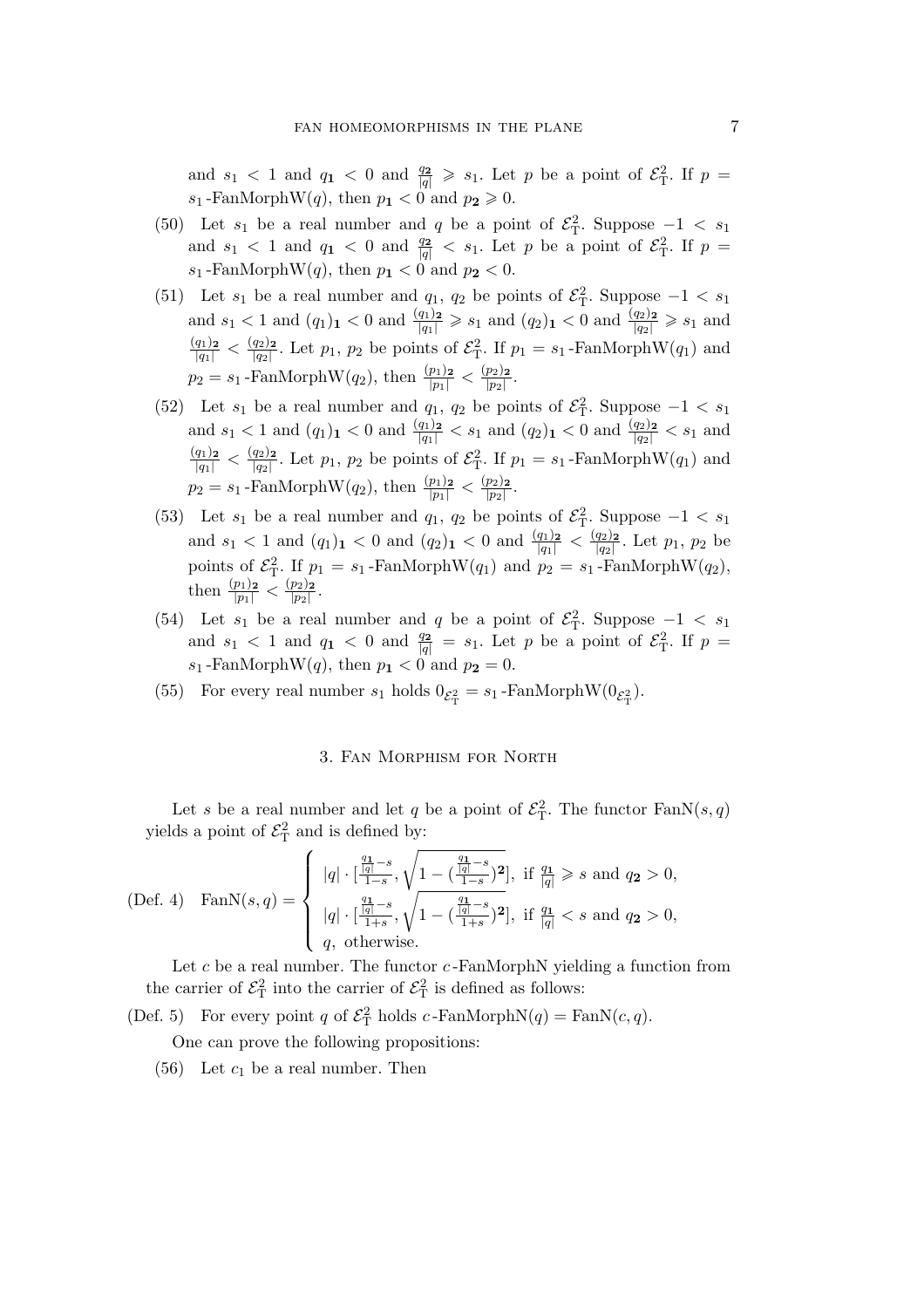and $s_1 < 1$ and $q_{\mathbf{1}} < 0$ and $\frac{q_{\mathbf{2}}}{|q|} \geqslant s_1$. Let $p$ be a point of $\mathcal{E}^2_{\mathrm{T}}$. If $p = s_1$-FanMorphW$(q)$, then $p_{\mathbf{1}} < 0$ and $p_{\mathbf{2}} \geqslant 0$.

(50) Let $s_1$ be a real number and $q$ be a point of $\mathcal{E}^2_{\mathrm{T}}$. Suppose $-1 < s_1$ and $s_1 < 1$ and $q_{\mathbf{1}} < 0$ and $\frac{q_{\mathbf{2}}}{|q|} < s_1$. Let $p$ be a point of $\mathcal{E}^2_{\mathrm{T}}$. If $p = s_1$-FanMorphW$(q)$, then $p_{\mathbf{1}} < 0$ and $p_{\mathbf{2}} < 0$.

(51) Let $s_1$ be a real number and $q_1$, $q_2$ be points of $\mathcal{E}^2_{\mathrm{T}}$. Suppose $-1 < s_1$ and $s_1 < 1$ and $(q_1)_{\mathbf{1}} < 0$ and $\frac{(q_1)_{\mathbf{2}}}{|q_1|} \geqslant s_1$ and $(q_2)_{\mathbf{1}} < 0$ and $\frac{(q_2)_{\mathbf{2}}}{|q_2|} \geqslant s_1$ and $\frac{(q_1)_{\mathbf{2}}}{|q_1|} < \frac{(q_2)_{\mathbf{2}}}{|q_2|}$. Let $p_1$, $p_2$ be points of $\mathcal{E}^2_{\mathrm{T}}$. If $p_1 = s_1$-FanMorphW$(q_1)$ and $p_2 = s_1$-FanMorphW$(q_2)$, then $\frac{(p_1)_{\mathbf{2}}}{|p_1|} < \frac{(p_2)_{\mathbf{2}}}{|p_2|}$.

(52) Let $s_1$ be a real number and $q_1$, $q_2$ be points of $\mathcal{E}^2_{\mathrm{T}}$. Suppose $-1 < s_1$ and $s_1 < 1$ and $(q_1)_{\mathbf{1}} < 0$ and $\frac{(q_1)_{\mathbf{2}}}{|q_1|} < s_1$ and $(q_2)_{\mathbf{1}} < 0$ and $\frac{(q_2)_{\mathbf{2}}}{|q_2|} < s_1$ and $\frac{(q_1)_{\mathbf{2}}}{|q_1|} < \frac{(q_2)_{\mathbf{2}}}{|q_2|}$. Let $p_1$, $p_2$ be points of $\mathcal{E}^2_{\mathrm{T}}$. If $p_1 = s_1$-FanMorphW$(q_1)$ and $p_2 = s_1$-FanMorphW$(q_2)$, then $\frac{(p_1)_{\mathbf{2}}}{|p_1|} < \frac{(p_2)_{\mathbf{2}}}{|p_2|}$.

(53) Let $s_1$ be a real number and $q_1$, $q_2$ be points of $\mathcal{E}^2_{\mathrm{T}}$. Suppose $-1 < s_1$ and $s_1 < 1$ and $(q_1)_{\mathbf{1}} < 0$ and $(q_2)_{\mathbf{1}} < 0$ and $\frac{(q_1)_{\mathbf{2}}}{|q_1|} < \frac{(q_2)_{\mathbf{2}}}{|q_2|}$. Let $p_1$, $p_2$ be points of $\mathcal{E}^2_{\mathrm{T}}$. If $p_1 = s_1$-FanMorphW$(q_1)$ and $p_2 = s_1$-FanMorphW$(q_2)$, then $\frac{(p_1)_{\mathbf{2}}}{|p_1|} < \frac{(p_2)_{\mathbf{2}}}{|p_2|}$.

(54) Let $s_1$ be a real number and $q$ be a point of $\mathcal{E}^2_{\mathrm{T}}$. Suppose $-1 < s_1$ and $s_1 < 1$ and $q_{\mathbf{1}} < 0$ and $\frac{q_{\mathbf{2}}}{|q|} = s_1$. Let $p$ be a point of $\mathcal{E}^2_{\mathrm{T}}$. If $p = s_1$-FanMorphW$(q)$, then $p_{\mathbf{1}} < 0$ and $p_{\mathbf{2}} = 0$.

(55) For every real number $s_1$ holds $0_{\mathcal{E}^2_{\mathrm{T}}} = s_1$-FanMorphW$(0_{\mathcal{E}^2_{\mathrm{T}}})$.

## 3. Fan Morphism for North

Let $s$ be a real number and let $q$ be a point of $\mathcal{E}^2_{\mathrm{T}}$. The functor FanN$(s, q)$ yields a point of $\mathcal{E}^2_{\mathrm{T}}$ and is defined by:

(Def. 4)
$$\mathrm{FanN}(s, q) = \begin{cases} |q| \cdot [\frac{\frac{q_{\mathbf{1}}}{|q|} - s}{1-s}, \sqrt{1 - (\frac{\frac{q_{\mathbf{1}}}{|q|} - s}{1-s})^{\mathbf{2}}}], \text{ if } \frac{q_{\mathbf{1}}}{|q|} \geqslant s \text{ and } q_{\mathbf{2}} > 0, \\ |q| \cdot [\frac{\frac{q_{\mathbf{1}}}{|q|} - s}{1+s}, \sqrt{1 - (\frac{\frac{q_{\mathbf{1}}}{|q|} - s}{1+s})^{\mathbf{2}}}], \text{ if } \frac{q_{\mathbf{1}}}{|q|} < s \text{ and } q_{\mathbf{2}} > 0, \\ q, \text{ otherwise.} \end{cases}$$

Let $c$ be a real number. The functor $c$-FanMorphN yielding a function from the carrier of $\mathcal{E}^2_{\mathrm{T}}$ into the carrier of $\mathcal{E}^2_{\mathrm{T}}$ is defined as follows:

(Def. 5) For every point $q$ of $\mathcal{E}^2_{\mathrm{T}}$ holds $c$-FanMorphN$(q) = \mathrm{FanN}(c, q)$.

One can prove the following propositions:

(56) Let $c_1$ be a real number. Then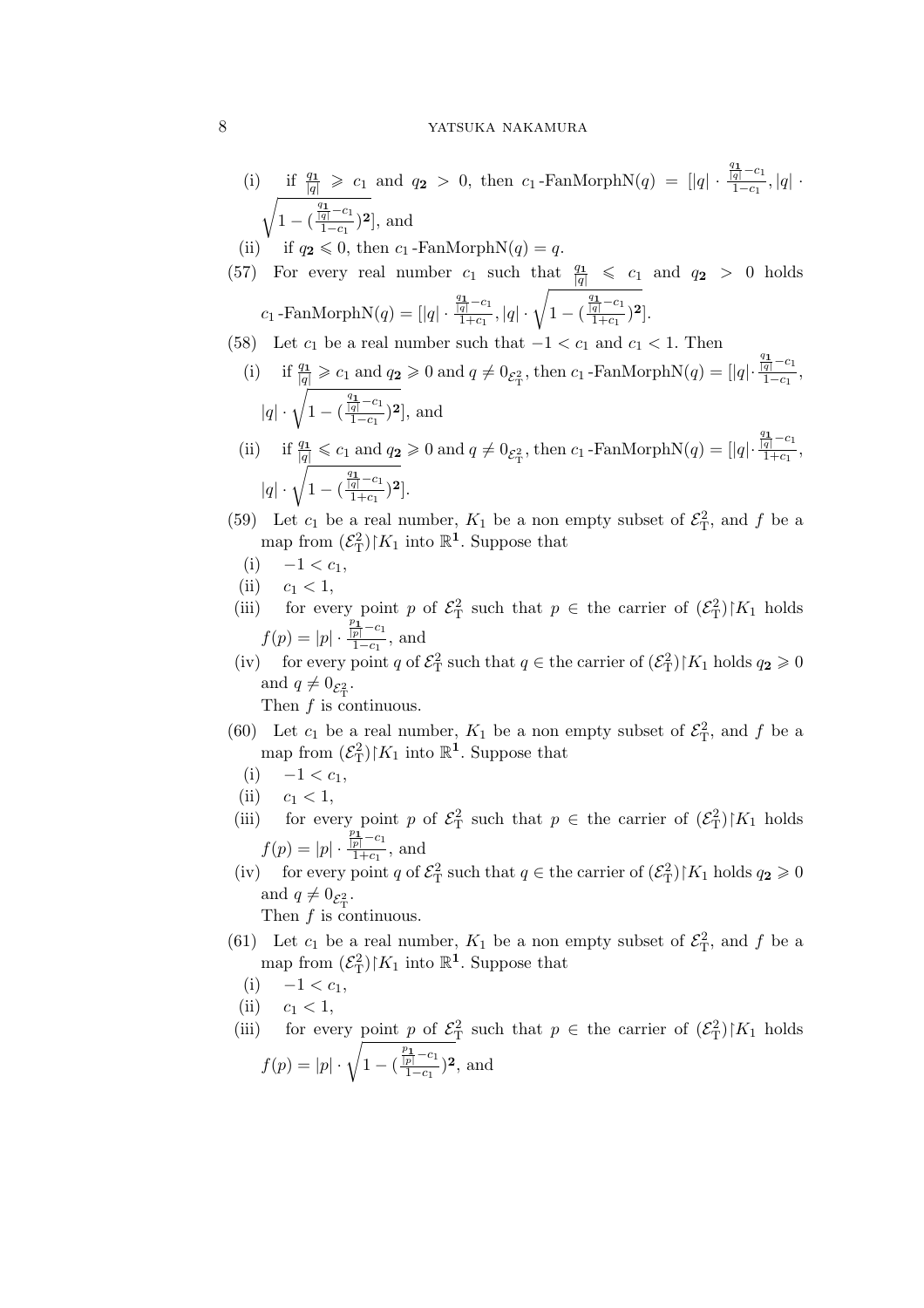(i) if $\frac{q_{\mathbf{1}}}{|q|} \geqslant c_1$ and $q_{\mathbf{2}} > 0$, then $c_1$-FanMorphN$(q) = [|q| \cdot \frac{\frac{q_{\mathbf{1}}}{|q|} - c_1}{1 - c_1}, |q| \cdot \sqrt{1 - (\frac{\frac{q_{\mathbf{1}}}{|q|} - c_1}{1 - c_1})^{\mathbf{2}}}]$, and

(ii) if $q_{\mathbf{2}} \leqslant 0$, then $c_1$-FanMorphN$(q) = q$.

(57) For every real number $c_1$ such that $\frac{q_{\mathbf{1}}}{|q|} \leqslant c_1$ and $q_{\mathbf{2}} > 0$ holds $c_1$-FanMorphN$(q) = [|q| \cdot \frac{\frac{q_{\mathbf{1}}}{|q|} - c_1}{1 + c_1}, |q| \cdot \sqrt{1 - (\frac{\frac{q_{\mathbf{1}}}{|q|} - c_1}{1 + c_1})^{\mathbf{2}}}]$.

(58) Let $c_1$ be a real number such that $-1 < c_1$ and $c_1 < 1$. Then

(i) if $\frac{q_{\mathbf{1}}}{|q|} \geqslant c_1$ and $q_{\mathbf{2}} \geqslant 0$ and $q \neq 0_{\mathcal{E}^2_{\mathrm{T}}}$, then $c_1$-FanMorphN$(q) = [|q| \cdot \frac{\frac{q_{\mathbf{1}}}{|q|} - c_1}{1 - c_1}$, $|q| \cdot \sqrt{1 - (\frac{\frac{q_{\mathbf{1}}}{|q|} - c_1}{1 - c_1})^{\mathbf{2}}}]$, and

(ii) if $\frac{q_{\mathbf{1}}}{|q|} \leqslant c_1$ and $q_{\mathbf{2}} \geqslant 0$ and $q \neq 0_{\mathcal{E}^2_{\mathrm{T}}}$, then $c_1$-FanMorphN$(q) = [|q| \cdot \frac{\frac{q_{\mathbf{1}}}{|q|} - c_1}{1 + c_1}$, $|q| \cdot \sqrt{1 - (\frac{\frac{q_{\mathbf{1}}}{|q|} - c_1}{1 + c_1})^{\mathbf{2}}}]$.

(59) Let $c_1$ be a real number, $K_1$ be a non empty subset of $\mathcal{E}^2_{\mathrm{T}}$, and $f$ be a map from $(\mathcal{E}^2_{\mathrm{T}}) \restriction K_1$ into $\mathbb{R}^{\mathbf{1}}$. Suppose that

(i) $-1 < c_1$,

(ii) $c_1 < 1$,

(iii) for every point $p$ of $\mathcal{E}^2_{\mathrm{T}}$ such that $p \in$ the carrier of $(\mathcal{E}^2_{\mathrm{T}}) \restriction K_1$ holds $f(p) = |p| \cdot \frac{\frac{p_{\mathbf{1}}}{|p|} - c_1}{1 - c_1}$, and

(iv) for every point $q$ of $\mathcal{E}^2_{\mathrm{T}}$ such that $q \in$ the carrier of $(\mathcal{E}^2_{\mathrm{T}}) \restriction K_1$ holds $q_{\mathbf{2}} \geqslant 0$ and $q \neq 0_{\mathcal{E}^2_{\mathrm{T}}}$.

Then $f$ is continuous.

(60) Let $c_1$ be a real number, $K_1$ be a non empty subset of $\mathcal{E}^2_{\mathrm{T}}$, and $f$ be a map from $(\mathcal{E}^2_{\mathrm{T}}) \restriction K_1$ into $\mathbb{R}^{\mathbf{1}}$. Suppose that

(i) $-1 < c_1$,

(ii) $c_1 < 1$,

(iii) for every point $p$ of $\mathcal{E}^2_{\mathrm{T}}$ such that $p \in$ the carrier of $(\mathcal{E}^2_{\mathrm{T}}) \restriction K_1$ holds $f(p) = |p| \cdot \frac{\frac{p_{\mathbf{1}}}{|p|} - c_1}{1 + c_1}$, and

(iv) for every point $q$ of $\mathcal{E}^2_{\mathrm{T}}$ such that $q \in$ the carrier of $(\mathcal{E}^2_{\mathrm{T}}) \restriction K_1$ holds $q_{\mathbf{2}} \geqslant 0$ and $q \neq 0_{\mathcal{E}^2_{\mathrm{T}}}$.

Then $f$ is continuous.

(61) Let $c_1$ be a real number, $K_1$ be a non empty subset of $\mathcal{E}^2_{\mathrm{T}}$, and $f$ be a map from $(\mathcal{E}^2_{\mathrm{T}}) \restriction K_1$ into $\mathbb{R}^{\mathbf{1}}$. Suppose that

(i) $-1 < c_1$,

(ii) $c_1 < 1$,

(iii) for every point $p$ of $\mathcal{E}^2_{\mathrm{T}}$ such that $p \in$ the carrier of $(\mathcal{E}^2_{\mathrm{T}}) \restriction K_1$ holds $f(p) = |p| \cdot \sqrt{1 - (\frac{\frac{p_{\mathbf{1}}}{|p|} - c_1}{1 - c_1})^{\mathbf{2}}}$, and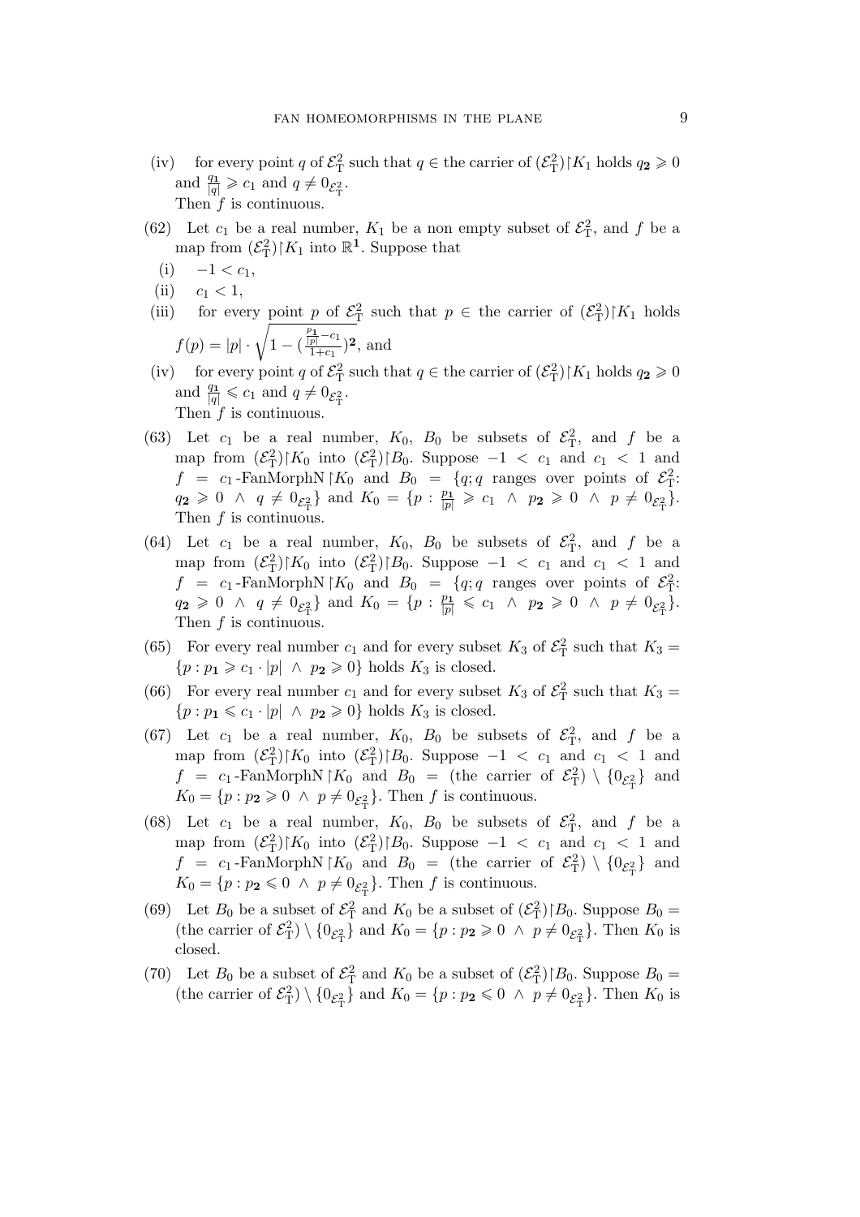(iv) for every point $q$ of $\mathcal{E}^2_{\mathrm{T}}$ such that $q \in$ the carrier of $(\mathcal{E}^2_{\mathrm{T}}) \restriction K_1$ holds $q_{\mathbf{2}} \geqslant 0$ and $\frac{q_{\mathbf{1}}}{|q|} \geqslant c_1$ and $q \neq 0_{\mathcal{E}^2_{\mathrm{T}}}$.

Then $f$ is continuous.

(62) Let $c_1$ be a real number, $K_1$ be a non empty subset of $\mathcal{E}^2_{\mathrm{T}}$, and $f$ be a map from $(\mathcal{E}^2_{\mathrm{T}}) \restriction K_1$ into $\mathbb{R}^{\mathbf{1}}$. Suppose that

(i) $-1 < c_1$,

(ii) $c_1 < 1$,

(iii) for every point $p$ of $\mathcal{E}^2_{\mathrm{T}}$ such that $p \in$ the carrier of $(\mathcal{E}^2_{\mathrm{T}}) \restriction K_1$ holds $f(p) = |p| \cdot \sqrt{1 - (\frac{\frac{p_{\mathbf{1}}}{|p|} - c_1}{1 + c_1})^{\mathbf{2}}}$, and

(iv) for every point $q$ of $\mathcal{E}^2_{\mathrm{T}}$ such that $q \in$ the carrier of $(\mathcal{E}^2_{\mathrm{T}}) \restriction K_1$ holds $q_{\mathbf{2}} \geqslant 0$ and $\frac{q_{\mathbf{1}}}{|q|} \leqslant c_1$ and $q \neq 0_{\mathcal{E}^2_{\mathrm{T}}}$.

Then $f$ is continuous.

(63) Let $c_1$ be a real number, $K_0$, $B_0$ be subsets of $\mathcal{E}^2_{\mathrm{T}}$, and $f$ be a map from $(\mathcal{E}^2_{\mathrm{T}}) \restriction K_0$ into $(\mathcal{E}^2_{\mathrm{T}}) \restriction B_0$. Suppose $-1 < c_1$ and $c_1 < 1$ and $f = c_1$-FanMorphN $\restriction K_0$ and $B_0 = \{q; q$ ranges over points of $\mathcal{E}^2_{\mathrm{T}}$: $q_{\mathbf{2}} \geqslant 0 \ \wedge \ q \neq 0_{\mathcal{E}^2_{\mathrm{T}}}\}$ and $K_0 = \{p : \frac{p_{\mathbf{1}}}{|p|} \geqslant c_1 \ \wedge \ p_{\mathbf{2}} \geqslant 0 \ \wedge \ p \neq 0_{\mathcal{E}^2_{\mathrm{T}}}\}$. Then $f$ is continuous.

(64) Let $c_1$ be a real number, $K_0$, $B_0$ be subsets of $\mathcal{E}^2_{\mathrm{T}}$, and $f$ be a map from $(\mathcal{E}^2_{\mathrm{T}}) \restriction K_0$ into $(\mathcal{E}^2_{\mathrm{T}}) \restriction B_0$. Suppose $-1 < c_1$ and $c_1 < 1$ and $f = c_1$-FanMorphN $\restriction K_0$ and $B_0 = \{q; q$ ranges over points of $\mathcal{E}^2_{\mathrm{T}}$: $q_{\mathbf{2}} \geqslant 0 \ \wedge \ q \neq 0_{\mathcal{E}^2_{\mathrm{T}}}\}$ and $K_0 = \{p : \frac{p_{\mathbf{1}}}{|p|} \leqslant c_1 \ \wedge \ p_{\mathbf{2}} \geqslant 0 \ \wedge \ p \neq 0_{\mathcal{E}^2_{\mathrm{T}}}\}$. Then $f$ is continuous.

(65) For every real number $c_1$ and for every subset $K_3$ of $\mathcal{E}^2_{\mathrm{T}}$ such that $K_3 = \{p : p_{\mathbf{1}} \geqslant c_1 \cdot |p| \ \wedge \ p_{\mathbf{2}} \geqslant 0\}$ holds $K_3$ is closed.

(66) For every real number $c_1$ and for every subset $K_3$ of $\mathcal{E}^2_{\mathrm{T}}$ such that $K_3 = \{p : p_{\mathbf{1}} \leqslant c_1 \cdot |p| \ \wedge \ p_{\mathbf{2}} \geqslant 0\}$ holds $K_3$ is closed.

(67) Let $c_1$ be a real number, $K_0$, $B_0$ be subsets of $\mathcal{E}^2_{\mathrm{T}}$, and $f$ be a map from $(\mathcal{E}^2_{\mathrm{T}}) \restriction K_0$ into $(\mathcal{E}^2_{\mathrm{T}}) \restriction B_0$. Suppose $-1 < c_1$ and $c_1 < 1$ and $f = c_1$-FanMorphN $\restriction K_0$ and $B_0 =$ (the carrier of $\mathcal{E}^2_{\mathrm{T}}$) $\setminus \{0_{\mathcal{E}^2_{\mathrm{T}}}\}$ and $K_0 = \{p : p_{\mathbf{2}} \geqslant 0 \ \wedge \ p \neq 0_{\mathcal{E}^2_{\mathrm{T}}}\}$. Then $f$ is continuous.

(68) Let $c_1$ be a real number, $K_0$, $B_0$ be subsets of $\mathcal{E}^2_{\mathrm{T}}$, and $f$ be a map from $(\mathcal{E}^2_{\mathrm{T}}) \restriction K_0$ into $(\mathcal{E}^2_{\mathrm{T}}) \restriction B_0$. Suppose $-1 < c_1$ and $c_1 < 1$ and $f = c_1$-FanMorphN $\restriction K_0$ and $B_0 =$ (the carrier of $\mathcal{E}^2_{\mathrm{T}}$) $\setminus \{0_{\mathcal{E}^2_{\mathrm{T}}}\}$ and $K_0 = \{p : p_{\mathbf{2}} \leqslant 0 \ \wedge \ p \neq 0_{\mathcal{E}^2_{\mathrm{T}}}\}$. Then $f$ is continuous.

(69) Let $B_0$ be a subset of $\mathcal{E}^2_{\mathrm{T}}$ and $K_0$ be a subset of $(\mathcal{E}^2_{\mathrm{T}}) \restriction B_0$. Suppose $B_0 =$ (the carrier of $\mathcal{E}^2_{\mathrm{T}}$) $\setminus \{0_{\mathcal{E}^2_{\mathrm{T}}}\}$ and $K_0 = \{p : p_{\mathbf{2}} \geqslant 0 \ \wedge \ p \neq 0_{\mathcal{E}^2_{\mathrm{T}}}\}$. Then $K_0$ is closed.

(70) Let $B_0$ be a subset of $\mathcal{E}^2_{\mathrm{T}}$ and $K_0$ be a subset of $(\mathcal{E}^2_{\mathrm{T}}) \restriction B_0$. Suppose $B_0 =$ (the carrier of $\mathcal{E}^2_{\mathrm{T}}$) $\setminus \{0_{\mathcal{E}^2_{\mathrm{T}}}\}$ and $K_0 = \{p : p_{\mathbf{2}} \leqslant 0 \ \wedge \ p \neq 0_{\mathcal{E}^2_{\mathrm{T}}}\}$. Then $K_0$ is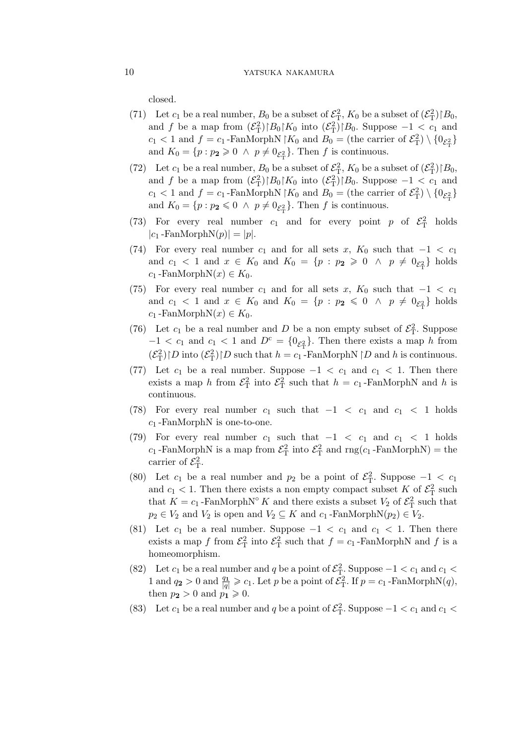closed.

(71) Let $c_1$ be a real number, $B_0$ be a subset of $\mathcal{E}^2_{\rm T}$, $K_0$ be a subset of $(\mathcal{E}^2_{\rm T})\restriction B_0$, and $f$ be a map from $(\mathcal{E}^2_{\rm T})\restriction B_0\restriction K_0$ into $(\mathcal{E}^2_{\rm T})\restriction B_0$. Suppose $-1 < c_1$ and $c_1 < 1$ and $f = c_1$-FanMorphN $\restriction K_0$ and $B_0 =$ (the carrier of $\mathcal{E}^2_{\rm T}$) $\setminus \{0_{\mathcal{E}^2_{\rm T}}\}$ and $K_0 = \{p : p_{\mathbf{2}} \geqslant 0 \ \wedge \ p \neq 0_{\mathcal{E}^2_{\rm T}}\}$. Then $f$ is continuous.

(72) Let $c_1$ be a real number, $B_0$ be a subset of $\mathcal{E}^2_{\rm T}$, $K_0$ be a subset of $(\mathcal{E}^2_{\rm T})\restriction B_0$, and $f$ be a map from $(\mathcal{E}^2_{\rm T})\restriction B_0\restriction K_0$ into $(\mathcal{E}^2_{\rm T})\restriction B_0$. Suppose $-1 < c_1$ and $c_1 < 1$ and $f = c_1$-FanMorphN $\restriction K_0$ and $B_0 =$ (the carrier of $\mathcal{E}^2_{\rm T}$) $\setminus \{0_{\mathcal{E}^2_{\rm T}}\}$ and $K_0 = \{p : p_{\mathbf{2}} \leqslant 0 \ \wedge \ p \neq 0_{\mathcal{E}^2_{\rm T}}\}$. Then $f$ is continuous.

(73) For every real number $c_1$ and for every point $p$ of $\mathcal{E}^2_{\rm T}$ holds $|c_1\text{-FanMorphN}(p)| = |p|$.

(74) For every real number $c_1$ and for all sets $x$, $K_0$ such that $-1 < c_1$ and $c_1 < 1$ and $x \in K_0$ and $K_0 = \{p : p_{\mathbf{2}} \geqslant 0 \ \wedge \ p \neq 0_{\mathcal{E}^2_{\rm T}}\}$ holds $c_1\text{-FanMorphN}(x) \in K_0$.

(75) For every real number $c_1$ and for all sets $x$, $K_0$ such that $-1 < c_1$ and $c_1 < 1$ and $x \in K_0$ and $K_0 = \{p : p_{\mathbf{2}} \leqslant 0 \ \wedge \ p \neq 0_{\mathcal{E}^2_{\rm T}}\}$ holds $c_1\text{-FanMorphN}(x) \in K_0$.

(76) Let $c_1$ be a real number and $D$ be a non empty subset of $\mathcal{E}^2_{\rm T}$. Suppose $-1 < c_1$ and $c_1 < 1$ and $D^{\rm c} = \{0_{\mathcal{E}^2_{\rm T}}\}$. Then there exists a map $h$ from $(\mathcal{E}^2_{\rm T})\restriction D$ into $(\mathcal{E}^2_{\rm T})\restriction D$ such that $h = c_1$-FanMorphN $\restriction D$ and $h$ is continuous.

(77) Let $c_1$ be a real number. Suppose $-1 < c_1$ and $c_1 < 1$. Then there exists a map $h$ from $\mathcal{E}^2_{\rm T}$ into $\mathcal{E}^2_{\rm T}$ such that $h = c_1$-FanMorphN and $h$ is continuous.

(78) For every real number $c_1$ such that $-1 < c_1$ and $c_1 < 1$ holds $c_1$-FanMorphN is one-to-one.

(79) For every real number $c_1$ such that $-1 < c_1$ and $c_1 < 1$ holds $c_1$-FanMorphN is a map from $\mathcal{E}^2_{\rm T}$ into $\mathcal{E}^2_{\rm T}$ and $\text{rng}(c_1\text{-FanMorphN}) =$ the carrier of $\mathcal{E}^2_{\rm T}$.

(80) Let $c_1$ be a real number and $p_2$ be a point of $\mathcal{E}^2_{\rm T}$. Suppose $-1 < c_1$ and $c_1 < 1$. Then there exists a non empty compact subset $K$ of $\mathcal{E}^2_{\rm T}$ such that $K = c_1\text{-FanMorphN}^\circ K$ and there exists a subset $V_2$ of $\mathcal{E}^2_{\rm T}$ such that $p_2 \in V_2$ and $V_2$ is open and $V_2 \subseteq K$ and $c_1\text{-FanMorphN}(p_2) \in V_2$.

(81) Let $c_1$ be a real number. Suppose $-1 < c_1$ and $c_1 < 1$. Then there exists a map $f$ from $\mathcal{E}^2_{\rm T}$ into $\mathcal{E}^2_{\rm T}$ such that $f = c_1$-FanMorphN and $f$ is a homeomorphism.

(82) Let $c_1$ be a real number and $q$ be a point of $\mathcal{E}^2_{\rm T}$. Suppose $-1 < c_1$ and $c_1 < 1$ and $q_{\mathbf{2}} > 0$ and $\frac{q_{\mathbf{1}}}{|q|} \geqslant c_1$. Let $p$ be a point of $\mathcal{E}^2_{\rm T}$. If $p = c_1\text{-FanMorphN}(q)$, then $p_{\mathbf{2}} > 0$ and $p_{\mathbf{1}} \geqslant 0$.

(83) Let $c_1$ be a real number and $q$ be a point of $\mathcal{E}^2_{\rm T}$. Suppose $-1 < c_1$ and $c_1 <$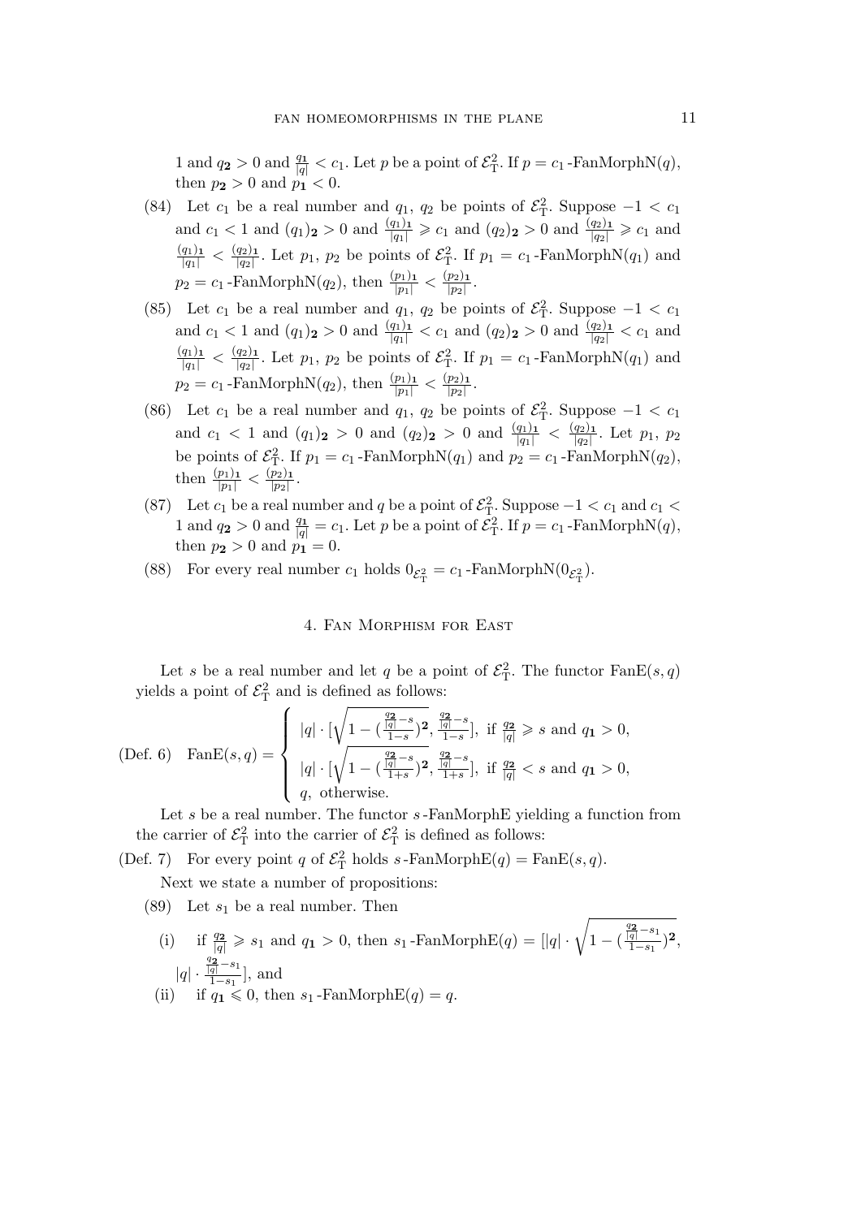1 and $q_{\mathbf{2}} > 0$ and $\frac{q_{\mathbf{1}}}{|q|} < c_1$. Let $p$ be a point of $\mathcal{E}^2_{\mathrm{T}}$. If $p = c_1$-FanMorphN$(q)$, then $p_{\mathbf{2}} > 0$ and $p_{\mathbf{1}} < 0$.

(84) Let $c_1$ be a real number and $q_1$, $q_2$ be points of $\mathcal{E}^2_{\mathrm{T}}$. Suppose $-1 < c_1$ and $c_1 < 1$ and $(q_1)_{\mathbf{2}} > 0$ and $\frac{(q_1)_{\mathbf{1}}}{|q_1|} \geqslant c_1$ and $(q_2)_{\mathbf{2}} > 0$ and $\frac{(q_2)_{\mathbf{1}}}{|q_2|} \geqslant c_1$ and $\frac{(q_1)_{\mathbf{1}}}{|q_1|} < \frac{(q_2)_{\mathbf{1}}}{|q_2|}$. Let $p_1$, $p_2$ be points of $\mathcal{E}^2_{\mathrm{T}}$. If $p_1 = c_1$-FanMorphN$(q_1)$ and $p_2 = c_1$-FanMorphN$(q_2)$, then $\frac{(p_1)_{\mathbf{1}}}{|p_1|} < \frac{(p_2)_{\mathbf{1}}}{|p_2|}$.

(85) Let $c_1$ be a real number and $q_1$, $q_2$ be points of $\mathcal{E}^2_{\mathrm{T}}$. Suppose $-1 < c_1$ and $c_1 < 1$ and $(q_1)_{\mathbf{2}} > 0$ and $\frac{(q_1)_{\mathbf{1}}}{|q_1|} < c_1$ and $(q_2)_{\mathbf{2}} > 0$ and $\frac{(q_2)_{\mathbf{1}}}{|q_2|} < c_1$ and $\frac{(q_1)_{\mathbf{1}}}{|q_1|} < \frac{(q_2)_{\mathbf{1}}}{|q_2|}$. Let $p_1$, $p_2$ be points of $\mathcal{E}^2_{\mathrm{T}}$. If $p_1 = c_1$-FanMorphN$(q_1)$ and $p_2 = c_1$-FanMorphN$(q_2)$, then $\frac{(p_1)_{\mathbf{1}}}{|p_1|} < \frac{(p_2)_{\mathbf{1}}}{|p_2|}$.

(86) Let $c_1$ be a real number and $q_1$, $q_2$ be points of $\mathcal{E}^2_{\mathrm{T}}$. Suppose $-1 < c_1$ and $c_1 < 1$ and $(q_1)_{\mathbf{2}} > 0$ and $(q_2)_{\mathbf{2}} > 0$ and $\frac{(q_1)_{\mathbf{1}}}{|q_1|} < \frac{(q_2)_{\mathbf{1}}}{|q_2|}$. Let $p_1$, $p_2$ be points of $\mathcal{E}^2_{\mathrm{T}}$. If $p_1 = c_1$-FanMorphN$(q_1)$ and $p_2 = c_1$-FanMorphN$(q_2)$, then $\frac{(p_1)_{\mathbf{1}}}{|p_1|} < \frac{(p_2)_{\mathbf{1}}}{|p_2|}$.

(87) Let $c_1$ be a real number and $q$ be a point of $\mathcal{E}^2_{\mathrm{T}}$. Suppose $-1 < c_1$ and $c_1 < 1$ and $q_{\mathbf{2}} > 0$ and $\frac{q_{\mathbf{1}}}{|q|} = c_1$. Let $p$ be a point of $\mathcal{E}^2_{\mathrm{T}}$. If $p = c_1$-FanMorphN$(q)$, then $p_{\mathbf{2}} > 0$ and $p_{\mathbf{1}} = 0$.

(88) For every real number $c_1$ holds $0_{\mathcal{E}^2_{\mathrm{T}}} = c_1$-FanMorphN$(0_{\mathcal{E}^2_{\mathrm{T}}})$.

## 4. Fan Morphism for East

Let $s$ be a real number and let $q$ be a point of $\mathcal{E}^2_{\mathrm{T}}$. The functor FanE$(s, q)$ yields a point of $\mathcal{E}^2_{\mathrm{T}}$ and is defined as follows:

(Def. 6) $$\mathrm{FanE}(s,q) = \begin{cases} |q| \cdot [\sqrt{1 - (\frac{\frac{q_{\mathbf{2}}}{|q|} - s}{1-s})^{\mathbf{2}}}, \frac{\frac{q_{\mathbf{2}}}{|q|} - s}{1-s}], & \text{if } \frac{q_{\mathbf{2}}}{|q|} \geqslant s \text{ and } q_{\mathbf{1}} > 0, \\ |q| \cdot [\sqrt{1 - (\frac{\frac{q_{\mathbf{2}}}{|q|} - s}{1+s})^{\mathbf{2}}}, \frac{\frac{q_{\mathbf{2}}}{|q|} - s}{1+s}], & \text{if } \frac{q_{\mathbf{2}}}{|q|} < s \text{ and } q_{\mathbf{1}} > 0, \\ q, & \text{otherwise.} \end{cases}$$

Let $s$ be a real number. The functor $s$-FanMorphE yielding a function from the carrier of $\mathcal{E}^2_{\mathrm{T}}$ into the carrier of $\mathcal{E}^2_{\mathrm{T}}$ is defined as follows:

(Def. 7) For every point $q$ of $\mathcal{E}^2_{\mathrm{T}}$ holds $s$-FanMorphE$(q) = \mathrm{FanE}(s, q)$.

Next we state a number of propositions:

(89) Let $s_1$ be a real number. Then

(i) if $\frac{q_{\mathbf{2}}}{|q|} \geqslant s_1$ and $q_{\mathbf{1}} > 0$, then $s_1$-FanMorphE$(q) = [|q| \cdot \sqrt{1 - (\frac{\frac{q_{\mathbf{2}}}{|q|} - s_1}{1-s_1})^{\mathbf{2}}}, |q| \cdot \frac{\frac{q_{\mathbf{2}}}{|q|} - s_1}{1-s_1}]$, and

(ii) if $q_{\mathbf{1}} \leqslant 0$, then $s_1$-FanMorphE$(q) = q$.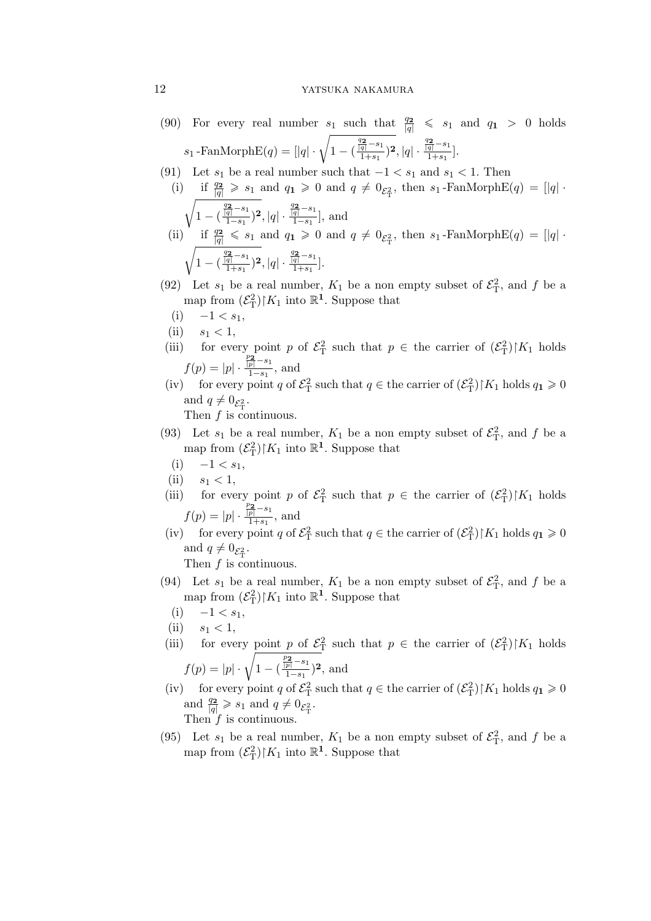(90) For every real number $s_1$ such that $\frac{q_{\mathbf{2}}}{|q|} \leqslant s_1$ and $q_{\mathbf{1}} > 0$ holds $s_1$-FanMorphE$(q) = [|q| \cdot \sqrt{1 - (\frac{\frac{q_{\mathbf{2}}}{|q|} - s_1}{1+s_1})^{\mathbf{2}}}, |q| \cdot \frac{\frac{q_{\mathbf{2}}}{|q|} - s_1}{1+s_1}]$.

(91) Let $s_1$ be a real number such that $-1 < s_1$ and $s_1 < 1$. Then

- (i) if $\frac{q_{\mathbf{2}}}{|q|} \geqslant s_1$ and $q_{\mathbf{1}} \geqslant 0$ and $q \neq 0_{\mathcal{E}^2_{\mathrm{T}}}$, then $s_1$-FanMorphE$(q) = [|q| \cdot \sqrt{1 - (\frac{\frac{q_{\mathbf{2}}}{|q|} - s_1}{1-s_1})^{\mathbf{2}}}, |q| \cdot \frac{\frac{q_{\mathbf{2}}}{|q|} - s_1}{1-s_1}]$, and
- (ii) if $\frac{q_{\mathbf{2}}}{|q|} \leqslant s_1$ and $q_{\mathbf{1}} \geqslant 0$ and $q \neq 0_{\mathcal{E}^2_{\mathrm{T}}}$, then $s_1$-FanMorphE$(q) = [|q| \cdot \sqrt{1 - (\frac{\frac{q_{\mathbf{2}}}{|q|} - s_1}{1+s_1})^{\mathbf{2}}}, |q| \cdot \frac{\frac{q_{\mathbf{2}}}{|q|} - s_1}{1+s_1}]$.

(92) Let $s_1$ be a real number, $K_1$ be a non empty subset of $\mathcal{E}^2_{\mathrm{T}}$, and $f$ be a map from $(\mathcal{E}^2_{\mathrm{T}}) \restriction K_1$ into $\mathbb{R}^{\mathbf{1}}$. Suppose that

- (i) $-1 < s_1$,
- (ii) $s_1 < 1$,
- (iii) for every point $p$ of $\mathcal{E}^2_{\mathrm{T}}$ such that $p \in$ the carrier of $(\mathcal{E}^2_{\mathrm{T}}) \restriction K_1$ holds $f(p) = |p| \cdot \frac{\frac{p_{\mathbf{2}}}{|p|} - s_1}{1-s_1}$, and
- (iv) for every point $q$ of $\mathcal{E}^2_{\mathrm{T}}$ such that $q \in$ the carrier of $(\mathcal{E}^2_{\mathrm{T}}) \restriction K_1$ holds $q_{\mathbf{1}} \geqslant 0$ and $q \neq 0_{\mathcal{E}^2_{\mathrm{T}}}$.

Then $f$ is continuous.

(93) Let $s_1$ be a real number, $K_1$ be a non empty subset of $\mathcal{E}^2_{\mathrm{T}}$, and $f$ be a map from $(\mathcal{E}^2_{\mathrm{T}}) \restriction K_1$ into $\mathbb{R}^{\mathbf{1}}$. Suppose that

- (i) $-1 < s_1$,
- (ii) $s_1 < 1$,
- (iii) for every point $p$ of $\mathcal{E}^2_{\mathrm{T}}$ such that $p \in$ the carrier of $(\mathcal{E}^2_{\mathrm{T}}) \restriction K_1$ holds $f(p) = |p| \cdot \frac{\frac{p_{\mathbf{2}}}{|p|} - s_1}{1+s_1}$, and
- (iv) for every point $q$ of $\mathcal{E}^2_{\mathrm{T}}$ such that $q \in$ the carrier of $(\mathcal{E}^2_{\mathrm{T}}) \restriction K_1$ holds $q_{\mathbf{1}} \geqslant 0$ and $q \neq 0_{\mathcal{E}^2_{\mathrm{T}}}$.

Then $f$ is continuous.

(94) Let $s_1$ be a real number, $K_1$ be a non empty subset of $\mathcal{E}^2_{\mathrm{T}}$, and $f$ be a map from $(\mathcal{E}^2_{\mathrm{T}}) \restriction K_1$ into $\mathbb{R}^{\mathbf{1}}$. Suppose that

- (i) $-1 < s_1$,
- (ii) $s_1 < 1$,
- (iii) for every point $p$ of $\mathcal{E}^2_{\mathrm{T}}$ such that $p \in$ the carrier of $(\mathcal{E}^2_{\mathrm{T}}) \restriction K_1$ holds $f(p) = |p| \cdot \sqrt{1 - (\frac{\frac{p_{\mathbf{2}}}{|p|} - s_1}{1-s_1})^{\mathbf{2}}}$, and
- (iv) for every point $q$ of $\mathcal{E}^2_{\mathrm{T}}$ such that $q \in$ the carrier of $(\mathcal{E}^2_{\mathrm{T}}) \restriction K_1$ holds $q_{\mathbf{1}} \geqslant 0$ and $\frac{q_{\mathbf{2}}}{|q|} \geqslant s_1$ and $q \neq 0_{\mathcal{E}^2_{\mathrm{T}}}$.

Then $f$ is continuous.

(95) Let $s_1$ be a real number, $K_1$ be a non empty subset of $\mathcal{E}^2_{\mathrm{T}}$, and $f$ be a map from $(\mathcal{E}^2_{\mathrm{T}}) \restriction K_1$ into $\mathbb{R}^{\mathbf{1}}$. Suppose that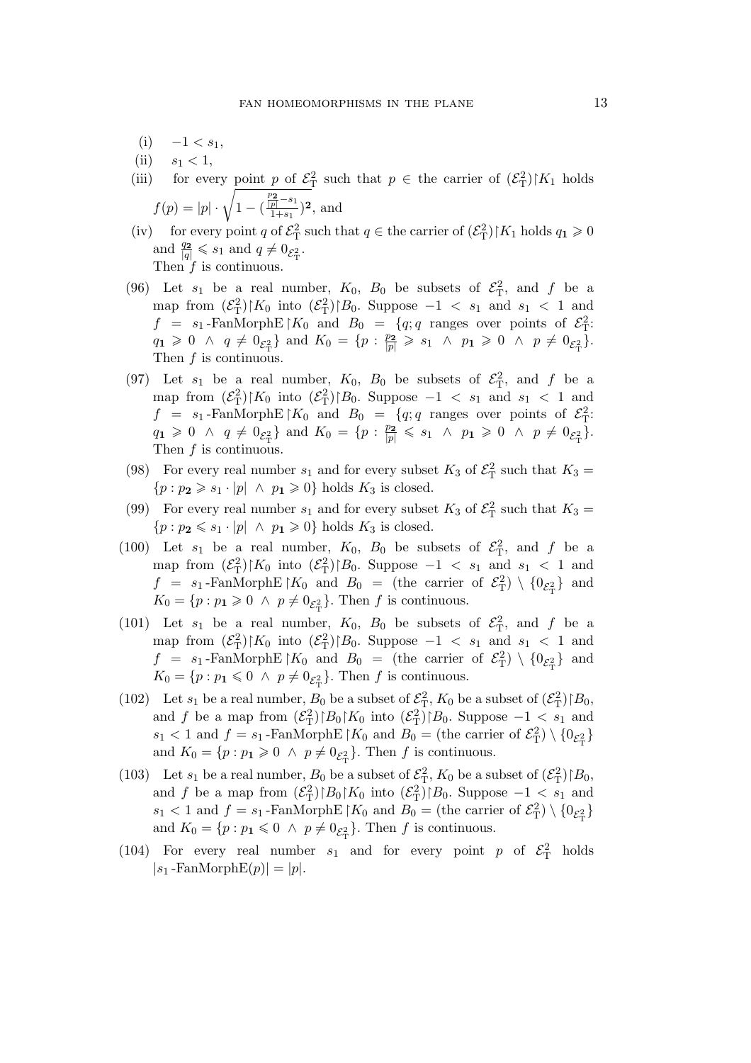(i) $-1 < s_1$,

(ii) $s_1 < 1$,

(iii) for every point $p$ of $\mathcal{E}^2_{\mathrm{T}}$ such that $p \in$ the carrier of $(\mathcal{E}^2_{\mathrm{T}})\restriction K_1$ holds $f(p) = |p| \cdot \sqrt{1 - (\frac{\frac{p_{\mathbf{2}}}{|p|} - s_1}{1+s_1})^{\mathbf{2}}}$, and

(iv) for every point $q$ of $\mathcal{E}^2_{\mathrm{T}}$ such that $q \in$ the carrier of $(\mathcal{E}^2_{\mathrm{T}})\restriction K_1$ holds $q_{\mathbf{1}} \geqslant 0$ and $\frac{q_{\mathbf{2}}}{|q|} \leqslant s_1$ and $q \neq 0_{\mathcal{E}^2_{\mathrm{T}}}$.

Then $f$ is continuous.

(96) Let $s_1$ be a real number, $K_0$, $B_0$ be subsets of $\mathcal{E}^2_{\mathrm{T}}$, and $f$ be a map from $(\mathcal{E}^2_{\mathrm{T}})\restriction K_0$ into $(\mathcal{E}^2_{\mathrm{T}})\restriction B_0$. Suppose $-1 < s_1$ and $s_1 < 1$ and $f = s_1$-FanMorphE$\restriction K_0$ and $B_0 = \{q; q$ ranges over points of $\mathcal{E}^2_{\mathrm{T}}$: $q_{\mathbf{1}} \geqslant 0 \ \wedge \ q \neq 0_{\mathcal{E}^2_{\mathrm{T}}}\}$ and $K_0 = \{p : \frac{p_{\mathbf{2}}}{|p|} \geqslant s_1 \ \wedge \ p_{\mathbf{1}} \geqslant 0 \ \wedge \ p \neq 0_{\mathcal{E}^2_{\mathrm{T}}}\}$. Then $f$ is continuous.

(97) Let $s_1$ be a real number, $K_0$, $B_0$ be subsets of $\mathcal{E}^2_{\mathrm{T}}$, and $f$ be a map from $(\mathcal{E}^2_{\mathrm{T}})\restriction K_0$ into $(\mathcal{E}^2_{\mathrm{T}})\restriction B_0$. Suppose $-1 < s_1$ and $s_1 < 1$ and $f = s_1$-FanMorphE$\restriction K_0$ and $B_0 = \{q; q$ ranges over points of $\mathcal{E}^2_{\mathrm{T}}$: $q_{\mathbf{1}} \geqslant 0 \ \wedge \ q \neq 0_{\mathcal{E}^2_{\mathrm{T}}}\}$ and $K_0 = \{p : \frac{p_{\mathbf{2}}}{|p|} \leqslant s_1 \ \wedge \ p_{\mathbf{1}} \geqslant 0 \ \wedge \ p \neq 0_{\mathcal{E}^2_{\mathrm{T}}}\}$. Then $f$ is continuous.

(98) For every real number $s_1$ and for every subset $K_3$ of $\mathcal{E}^2_{\mathrm{T}}$ such that $K_3 = \{p : p_{\mathbf{2}} \geqslant s_1 \cdot |p| \ \wedge \ p_{\mathbf{1}} \geqslant 0\}$ holds $K_3$ is closed.

(99) For every real number $s_1$ and for every subset $K_3$ of $\mathcal{E}^2_{\mathrm{T}}$ such that $K_3 = \{p : p_{\mathbf{2}} \leqslant s_1 \cdot |p| \ \wedge \ p_{\mathbf{1}} \geqslant 0\}$ holds $K_3$ is closed.

(100) Let $s_1$ be a real number, $K_0$, $B_0$ be subsets of $\mathcal{E}^2_{\mathrm{T}}$, and $f$ be a map from $(\mathcal{E}^2_{\mathrm{T}})\restriction K_0$ into $(\mathcal{E}^2_{\mathrm{T}})\restriction B_0$. Suppose $-1 < s_1$ and $s_1 < 1$ and $f = s_1$-FanMorphE$\restriction K_0$ and $B_0 =$ (the carrier of $\mathcal{E}^2_{\mathrm{T}}$) $\setminus \{0_{\mathcal{E}^2_{\mathrm{T}}}\}$ and $K_0 = \{p : p_{\mathbf{1}} \geqslant 0 \ \wedge \ p \neq 0_{\mathcal{E}^2_{\mathrm{T}}}\}$. Then $f$ is continuous.

(101) Let $s_1$ be a real number, $K_0$, $B_0$ be subsets of $\mathcal{E}^2_{\mathrm{T}}$, and $f$ be a map from $(\mathcal{E}^2_{\mathrm{T}})\restriction K_0$ into $(\mathcal{E}^2_{\mathrm{T}})\restriction B_0$. Suppose $-1 < s_1$ and $s_1 < 1$ and $f = s_1$-FanMorphE$\restriction K_0$ and $B_0 =$ (the carrier of $\mathcal{E}^2_{\mathrm{T}}$) $\setminus \{0_{\mathcal{E}^2_{\mathrm{T}}}\}$ and $K_0 = \{p : p_{\mathbf{1}} \leqslant 0 \ \wedge \ p \neq 0_{\mathcal{E}^2_{\mathrm{T}}}\}$. Then $f$ is continuous.

(102) Let $s_1$ be a real number, $B_0$ be a subset of $\mathcal{E}^2_{\mathrm{T}}$, $K_0$ be a subset of $(\mathcal{E}^2_{\mathrm{T}})\restriction B_0$, and $f$ be a map from $(\mathcal{E}^2_{\mathrm{T}})\restriction B_0\restriction K_0$ into $(\mathcal{E}^2_{\mathrm{T}})\restriction B_0$. Suppose $-1 < s_1$ and $s_1 < 1$ and $f = s_1$-FanMorphE$\restriction K_0$ and $B_0 =$ (the carrier of $\mathcal{E}^2_{\mathrm{T}}$) $\setminus \{0_{\mathcal{E}^2_{\mathrm{T}}}\}$ and $K_0 = \{p : p_{\mathbf{1}} \geqslant 0 \ \wedge \ p \neq 0_{\mathcal{E}^2_{\mathrm{T}}}\}$. Then $f$ is continuous.

(103) Let $s_1$ be a real number, $B_0$ be a subset of $\mathcal{E}^2_{\mathrm{T}}$, $K_0$ be a subset of $(\mathcal{E}^2_{\mathrm{T}})\restriction B_0$, and $f$ be a map from $(\mathcal{E}^2_{\mathrm{T}})\restriction B_0\restriction K_0$ into $(\mathcal{E}^2_{\mathrm{T}})\restriction B_0$. Suppose $-1 < s_1$ and $s_1 < 1$ and $f = s_1$-FanMorphE$\restriction K_0$ and $B_0 =$ (the carrier of $\mathcal{E}^2_{\mathrm{T}}$) $\setminus \{0_{\mathcal{E}^2_{\mathrm{T}}}\}$ and $K_0 = \{p : p_{\mathbf{1}} \leqslant 0 \ \wedge \ p \neq 0_{\mathcal{E}^2_{\mathrm{T}}}\}$. Then $f$ is continuous.

(104) For every real number $s_1$ and for every point $p$ of $\mathcal{E}^2_{\mathrm{T}}$ holds $|s_1$-FanMorphE$(p)| = |p|$.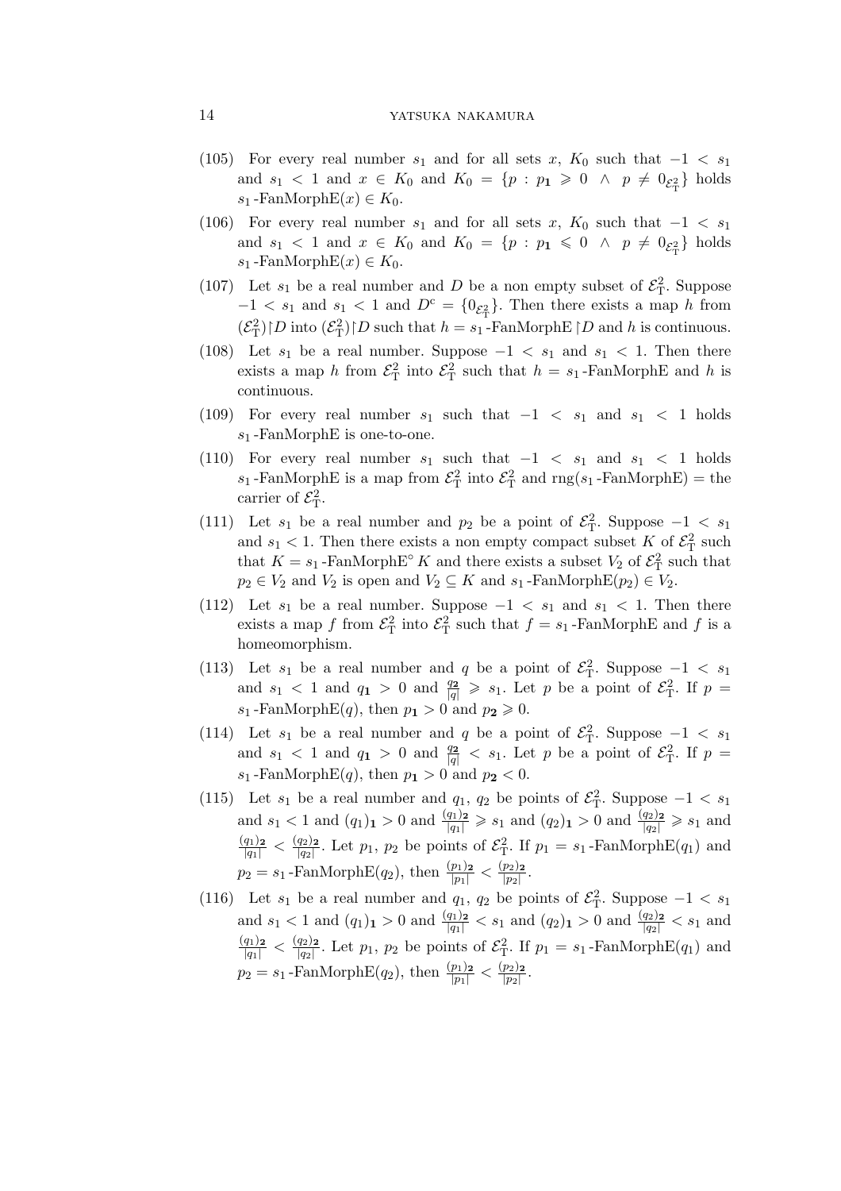(105) For every real number $s_1$ and for all sets $x$, $K_0$ such that $-1 < s_1$ and $s_1 < 1$ and $x \in K_0$ and $K_0 = \{p : p_{\mathbf{1}} \geqslant 0 \ \wedge \ p \neq 0_{\mathcal{E}^2_{\rm T}}\}$ holds $s_1$-FanMorphE$(x) \in K_0$.

(106) For every real number $s_1$ and for all sets $x$, $K_0$ such that $-1 < s_1$ and $s_1 < 1$ and $x \in K_0$ and $K_0 = \{p : p_{\mathbf{1}} \leqslant 0 \ \wedge \ p \neq 0_{\mathcal{E}^2_{\rm T}}\}$ holds $s_1$-FanMorphE$(x) \in K_0$.

(107) Let $s_1$ be a real number and $D$ be a non empty subset of $\mathcal{E}^2_{\rm T}$. Suppose $-1 < s_1$ and $s_1 < 1$ and $D^{\rm c} = \{0_{\mathcal{E}^2_{\rm T}}\}$. Then there exists a map $h$ from $(\mathcal{E}^2_{\rm T})\restriction D$ into $(\mathcal{E}^2_{\rm T})\restriction D$ such that $h = s_1$-FanMorphE$\restriction D$ and $h$ is continuous.

(108) Let $s_1$ be a real number. Suppose $-1 < s_1$ and $s_1 < 1$. Then there exists a map $h$ from $\mathcal{E}^2_{\rm T}$ into $\mathcal{E}^2_{\rm T}$ such that $h = s_1$-FanMorphE and $h$ is continuous.

(109) For every real number $s_1$ such that $-1 < s_1$ and $s_1 < 1$ holds $s_1$-FanMorphE is one-to-one.

(110) For every real number $s_1$ such that $-1 < s_1$ and $s_1 < 1$ holds $s_1$-FanMorphE is a map from $\mathcal{E}^2_{\rm T}$ into $\mathcal{E}^2_{\rm T}$ and rng($s_1$-FanMorphE) = the carrier of $\mathcal{E}^2_{\rm T}$.

(111) Let $s_1$ be a real number and $p_2$ be a point of $\mathcal{E}^2_{\rm T}$. Suppose $-1 < s_1$ and $s_1 < 1$. Then there exists a non empty compact subset $K$ of $\mathcal{E}^2_{\rm T}$ such that $K = s_1$-FanMorphE$^\circ K$ and there exists a subset $V_2$ of $\mathcal{E}^2_{\rm T}$ such that $p_2 \in V_2$ and $V_2$ is open and $V_2 \subseteq K$ and $s_1$-FanMorphE$(p_2) \in V_2$.

(112) Let $s_1$ be a real number. Suppose $-1 < s_1$ and $s_1 < 1$. Then there exists a map $f$ from $\mathcal{E}^2_{\rm T}$ into $\mathcal{E}^2_{\rm T}$ such that $f = s_1$-FanMorphE and $f$ is a homeomorphism.

(113) Let $s_1$ be a real number and $q$ be a point of $\mathcal{E}^2_{\rm T}$. Suppose $-1 < s_1$ and $s_1 < 1$ and $q_{\mathbf{1}} > 0$ and $\frac{q_{\mathbf{2}}}{|q|} \geqslant s_1$. Let $p$ be a point of $\mathcal{E}^2_{\rm T}$. If $p = s_1$-FanMorphE$(q)$, then $p_{\mathbf{1}} > 0$ and $p_{\mathbf{2}} \geqslant 0$.

(114) Let $s_1$ be a real number and $q$ be a point of $\mathcal{E}^2_{\rm T}$. Suppose $-1 < s_1$ and $s_1 < 1$ and $q_{\mathbf{1}} > 0$ and $\frac{q_{\mathbf{2}}}{|q|} < s_1$. Let $p$ be a point of $\mathcal{E}^2_{\rm T}$. If $p = s_1$-FanMorphE$(q)$, then $p_{\mathbf{1}} > 0$ and $p_{\mathbf{2}} < 0$.

(115) Let $s_1$ be a real number and $q_1$, $q_2$ be points of $\mathcal{E}^2_{\rm T}$. Suppose $-1 < s_1$ and $s_1 < 1$ and $(q_1)_{\mathbf{1}} > 0$ and $\frac{(q_1)_{\mathbf{2}}}{|q_1|} \geqslant s_1$ and $(q_2)_{\mathbf{1}} > 0$ and $\frac{(q_2)_{\mathbf{2}}}{|q_2|} \geqslant s_1$ and $\frac{(q_1)_{\mathbf{2}}}{|q_1|} < \frac{(q_2)_{\mathbf{2}}}{|q_2|}$. Let $p_1$, $p_2$ be points of $\mathcal{E}^2_{\rm T}$. If $p_1 = s_1$-FanMorphE$(q_1)$ and $p_2 = s_1$-FanMorphE$(q_2)$, then $\frac{(p_1)_{\mathbf{2}}}{|p_1|} < \frac{(p_2)_{\mathbf{2}}}{|p_2|}$.

(116) Let $s_1$ be a real number and $q_1$, $q_2$ be points of $\mathcal{E}^2_{\rm T}$. Suppose $-1 < s_1$ and $s_1 < 1$ and $(q_1)_{\mathbf{1}} > 0$ and $\frac{(q_1)_{\mathbf{2}}}{|q_1|} < s_1$ and $(q_2)_{\mathbf{1}} > 0$ and $\frac{(q_2)_{\mathbf{2}}}{|q_2|} < s_1$ and $\frac{(q_1)_{\mathbf{2}}}{|q_1|} < \frac{(q_2)_{\mathbf{2}}}{|q_2|}$. Let $p_1$, $p_2$ be points of $\mathcal{E}^2_{\rm T}$. If $p_1 = s_1$-FanMorphE$(q_1)$ and $p_2 = s_1$-FanMorphE$(q_2)$, then $\frac{(p_1)_{\mathbf{2}}}{|p_1|} < \frac{(p_2)_{\mathbf{2}}}{|p_2|}$.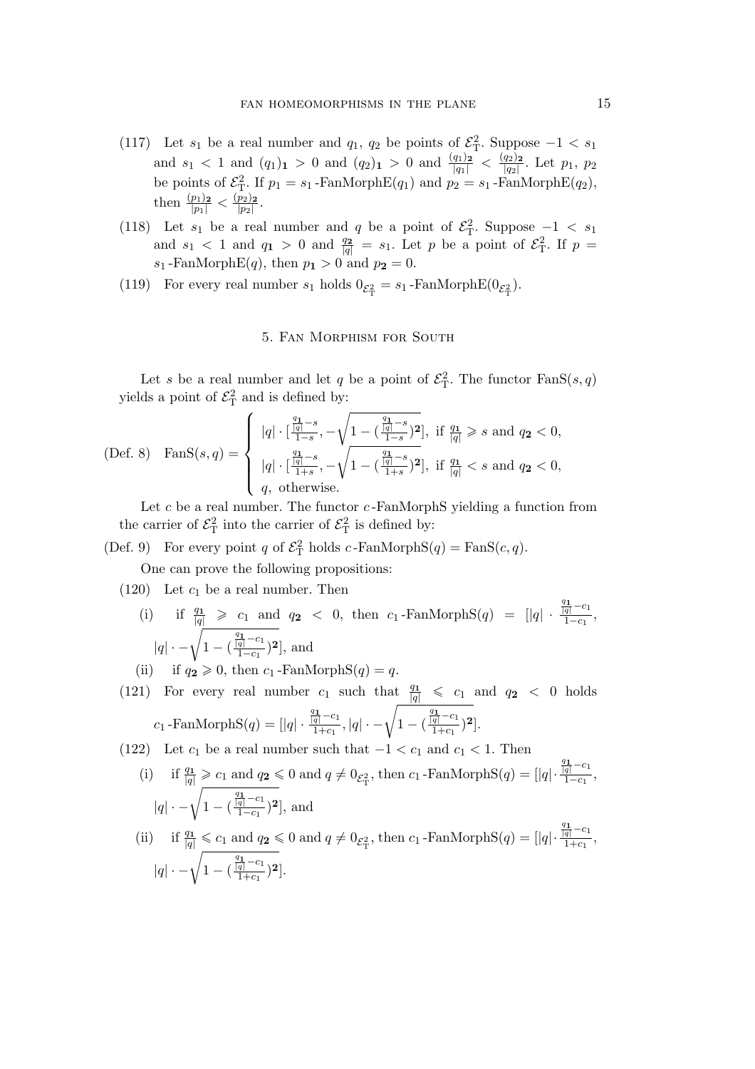(117) Let $s_1$ be a real number and $q_1$, $q_2$ be points of $\mathcal{E}^2_{\mathrm{T}}$. Suppose $-1 < s_1$ and $s_1 < 1$ and $(q_1)_{\mathbf{1}} > 0$ and $(q_2)_{\mathbf{1}} > 0$ and $\frac{(q_1)_{\mathbf{2}}}{|q_1|} < \frac{(q_2)_{\mathbf{2}}}{|q_2|}$. Let $p_1$, $p_2$ be points of $\mathcal{E}^2_{\mathrm{T}}$. If $p_1 = s_1$-FanMorphE$(q_1)$ and $p_2 = s_1$-FanMorphE$(q_2)$, then $\frac{(p_1)_{\mathbf{2}}}{|p_1|} < \frac{(p_2)_{\mathbf{2}}}{|p_2|}$.

(118) Let $s_1$ be a real number and $q$ be a point of $\mathcal{E}^2_{\mathrm{T}}$. Suppose $-1 < s_1$ and $s_1 < 1$ and $q_{\mathbf{1}} > 0$ and $\frac{q_{\mathbf{2}}}{|q|} = s_1$. Let $p$ be a point of $\mathcal{E}^2_{\mathrm{T}}$. If $p = s_1$-FanMorphE$(q)$, then $p_{\mathbf{1}} > 0$ and $p_{\mathbf{2}} = 0$.

(119) For every real number $s_1$ holds $0_{\mathcal{E}^2_{\mathrm{T}}} = s_1$-FanMorphE$(0_{\mathcal{E}^2_{\mathrm{T}}})$.

## 5. Fan Morphism for South

Let $s$ be a real number and let $q$ be a point of $\mathcal{E}^2_{\mathrm{T}}$. The functor FanS$(s, q)$ yields a point of $\mathcal{E}^2_{\mathrm{T}}$ and is defined by:

(Def. 8) $$\mathrm{FanS}(s,q) = \begin{cases} |q| \cdot [\frac{\frac{q_{\mathbf{1}}}{|q|}-s}{1-s}, -\sqrt{1-(\frac{\frac{q_{\mathbf{1}}}{|q|}-s}{1-s})^{\mathbf{2}}}], \text{ if } \frac{q_{\mathbf{1}}}{|q|} \geqslant s \text{ and } q_{\mathbf{2}} < 0, \\ |q| \cdot [\frac{\frac{q_{\mathbf{1}}}{|q|}-s}{1+s}, -\sqrt{1-(\frac{\frac{q_{\mathbf{1}}}{|q|}-s}{1+s})^{\mathbf{2}}}], \text{ if } \frac{q_{\mathbf{1}}}{|q|} < s \text{ and } q_{\mathbf{2}} < 0, \\ q, \text{ otherwise.} \end{cases}$$

Let $c$ be a real number. The functor $c$-FanMorphS yielding a function from the carrier of $\mathcal{E}^2_{\mathrm{T}}$ into the carrier of $\mathcal{E}^2_{\mathrm{T}}$ is defined by:

(Def. 9) For every point $q$ of $\mathcal{E}^2_{\mathrm{T}}$ holds $c$-FanMorphS$(q) = \mathrm{FanS}(c, q)$.

One can prove the following propositions:

(120) Let $c_1$ be a real number. Then

(i) if $\frac{q_{\mathbf{1}}}{|q|} \geqslant c_1$ and $q_{\mathbf{2}} < 0$, then $c_1$-FanMorphS$(q) = [|q| \cdot \frac{\frac{q_{\mathbf{1}}}{|q|}-c_1}{1-c_1}, |q| \cdot -\sqrt{1-(\frac{\frac{q_{\mathbf{1}}}{|q|}-c_1}{1-c_1})^{\mathbf{2}}}]$, and

(ii) if $q_{\mathbf{2}} \geqslant 0$, then $c_1$-FanMorphS$(q) = q$.

(121) For every real number $c_1$ such that $\frac{q_{\mathbf{1}}}{|q|} \leqslant c_1$ and $q_{\mathbf{2}} < 0$ holds $c_1$-FanMorphS$(q) = [|q| \cdot \frac{\frac{q_{\mathbf{1}}}{|q|}-c_1}{1+c_1}, |q| \cdot -\sqrt{1-(\frac{\frac{q_{\mathbf{1}}}{|q|}-c_1}{1+c_1})^{\mathbf{2}}}]$.

(122) Let $c_1$ be a real number such that $-1 < c_1$ and $c_1 < 1$. Then

(i) if $\frac{q_{\mathbf{1}}}{|q|} \geqslant c_1$ and $q_{\mathbf{2}} \leqslant 0$ and $q \neq 0_{\mathcal{E}^2_{\mathrm{T}}}$, then $c_1$-FanMorphS$(q) = [|q| \cdot \frac{\frac{q_{\mathbf{1}}}{|q|}-c_1}{1-c_1}, |q| \cdot -\sqrt{1-(\frac{\frac{q_{\mathbf{1}}}{|q|}-c_1}{1-c_1})^{\mathbf{2}}}]$, and

(ii) if $\frac{q_{\mathbf{1}}}{|q|} \leqslant c_1$ and $q_{\mathbf{2}} \leqslant 0$ and $q \neq 0_{\mathcal{E}^2_{\mathrm{T}}}$, then $c_1$-FanMorphS$(q) = [|q| \cdot \frac{\frac{q_{\mathbf{1}}}{|q|}-c_1}{1+c_1}, |q| \cdot -\sqrt{1-(\frac{\frac{q_{\mathbf{1}}}{|q|}-c_1}{1+c_1})^{\mathbf{2}}}]$.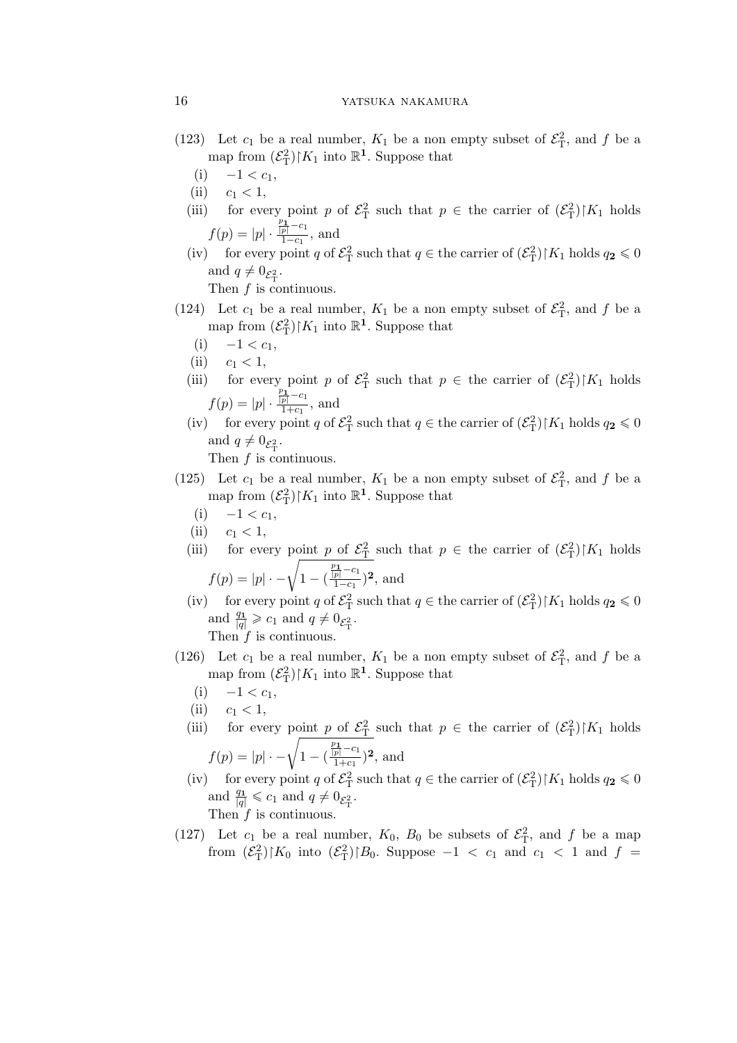(123) Let $c_1$ be a real number, $K_1$ be a non empty subset of $\mathcal{E}^2_{\mathrm{T}}$, and $f$ be a map from $(\mathcal{E}^2_{\mathrm{T}})\restriction K_1$ into $\mathbb{R}^{\mathbf{1}}$. Suppose that

  (i) $-1 < c_1$,
  (ii) $c_1 < 1$,
  (iii) for every point $p$ of $\mathcal{E}^2_{\mathrm{T}}$ such that $p \in$ the carrier of $(\mathcal{E}^2_{\mathrm{T}})\restriction K_1$ holds $f(p) = |p| \cdot \frac{\frac{p_{\mathbf{1}}}{|p|} - c_1}{1 - c_1}$, and
  (iv) for every point $q$ of $\mathcal{E}^2_{\mathrm{T}}$ such that $q \in$ the carrier of $(\mathcal{E}^2_{\mathrm{T}})\restriction K_1$ holds $q_{\mathbf{2}} \leqslant 0$ and $q \neq 0_{\mathcal{E}^2_{\mathrm{T}}}$.

  Then $f$ is continuous.

(124) Let $c_1$ be a real number, $K_1$ be a non empty subset of $\mathcal{E}^2_{\mathrm{T}}$, and $f$ be a map from $(\mathcal{E}^2_{\mathrm{T}})\restriction K_1$ into $\mathbb{R}^{\mathbf{1}}$. Suppose that

  (i) $-1 < c_1$,
  (ii) $c_1 < 1$,
  (iii) for every point $p$ of $\mathcal{E}^2_{\mathrm{T}}$ such that $p \in$ the carrier of $(\mathcal{E}^2_{\mathrm{T}})\restriction K_1$ holds $f(p) = |p| \cdot \frac{\frac{p_{\mathbf{1}}}{|p|} - c_1}{1 + c_1}$, and
  (iv) for every point $q$ of $\mathcal{E}^2_{\mathrm{T}}$ such that $q \in$ the carrier of $(\mathcal{E}^2_{\mathrm{T}})\restriction K_1$ holds $q_{\mathbf{2}} \leqslant 0$ and $q \neq 0_{\mathcal{E}^2_{\mathrm{T}}}$.

  Then $f$ is continuous.

(125) Let $c_1$ be a real number, $K_1$ be a non empty subset of $\mathcal{E}^2_{\mathrm{T}}$, and $f$ be a map from $(\mathcal{E}^2_{\mathrm{T}})\restriction K_1$ into $\mathbb{R}^{\mathbf{1}}$. Suppose that

  (i) $-1 < c_1$,
  (ii) $c_1 < 1$,
  (iii) for every point $p$ of $\mathcal{E}^2_{\mathrm{T}}$ such that $p \in$ the carrier of $(\mathcal{E}^2_{\mathrm{T}})\restriction K_1$ holds $f(p) = |p| \cdot -\sqrt{1 - (\frac{\frac{p_{\mathbf{1}}}{|p|} - c_1}{1 - c_1})^{\mathbf{2}}}$, and
  (iv) for every point $q$ of $\mathcal{E}^2_{\mathrm{T}}$ such that $q \in$ the carrier of $(\mathcal{E}^2_{\mathrm{T}})\restriction K_1$ holds $q_{\mathbf{2}} \leqslant 0$ and $\frac{q_{\mathbf{1}}}{|q|} \geqslant c_1$ and $q \neq 0_{\mathcal{E}^2_{\mathrm{T}}}$.

  Then $f$ is continuous.

(126) Let $c_1$ be a real number, $K_1$ be a non empty subset of $\mathcal{E}^2_{\mathrm{T}}$, and $f$ be a map from $(\mathcal{E}^2_{\mathrm{T}})\restriction K_1$ into $\mathbb{R}^{\mathbf{1}}$. Suppose that

  (i) $-1 < c_1$,
  (ii) $c_1 < 1$,
  (iii) for every point $p$ of $\mathcal{E}^2_{\mathrm{T}}$ such that $p \in$ the carrier of $(\mathcal{E}^2_{\mathrm{T}})\restriction K_1$ holds $f(p) = |p| \cdot -\sqrt{1 - (\frac{\frac{p_{\mathbf{1}}}{|p|} - c_1}{1 + c_1})^{\mathbf{2}}}$, and
  (iv) for every point $q$ of $\mathcal{E}^2_{\mathrm{T}}$ such that $q \in$ the carrier of $(\mathcal{E}^2_{\mathrm{T}})\restriction K_1$ holds $q_{\mathbf{2}} \leqslant 0$ and $\frac{q_{\mathbf{1}}}{|q|} \leqslant c_1$ and $q \neq 0_{\mathcal{E}^2_{\mathrm{T}}}$.

  Then $f$ is continuous.

(127) Let $c_1$ be a real number, $K_0$, $B_0$ be subsets of $\mathcal{E}^2_{\mathrm{T}}$, and $f$ be a map from $(\mathcal{E}^2_{\mathrm{T}})\restriction K_0$ into $(\mathcal{E}^2_{\mathrm{T}})\restriction B_0$. Suppose $-1 < c_1$ and $c_1 < 1$ and $f =$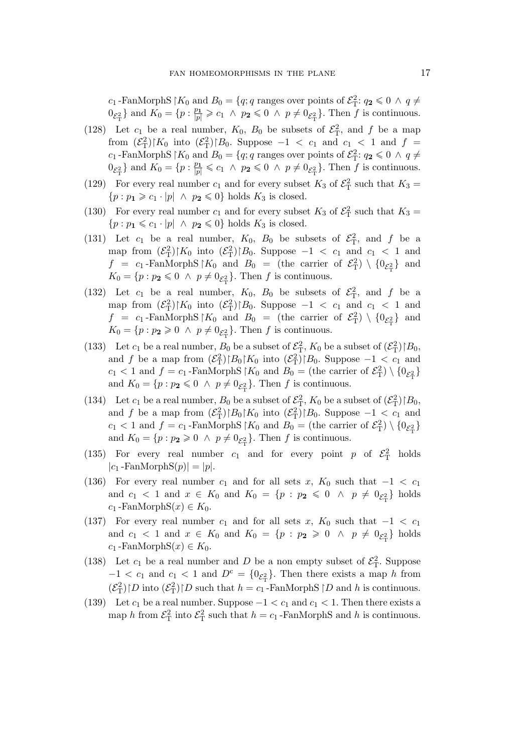$c_1$-FanMorphS $\restriction K_0$ and $B_0 = \{q; q$ ranges over points of $\mathcal{E}^2_{\rm T}$: $q_{\mathbf{2}} \leqslant 0 \wedge q \neq 0_{\mathcal{E}^2_{\rm T}}\}$ and $K_0 = \{p : \frac{p_{\mathbf{1}}}{|p|} \geqslant c_1 \wedge p_{\mathbf{2}} \leqslant 0 \wedge p \neq 0_{\mathcal{E}^2_{\rm T}}\}$. Then $f$ is continuous.

(128) Let $c_1$ be a real number, $K_0$, $B_0$ be subsets of $\mathcal{E}^2_{\rm T}$, and $f$ be a map from $(\mathcal{E}^2_{\rm T})\restriction K_0$ into $(\mathcal{E}^2_{\rm T})\restriction B_0$. Suppose $-1 < c_1$ and $c_1 < 1$ and $f = c_1$-FanMorphS $\restriction K_0$ and $B_0 = \{q; q$ ranges over points of $\mathcal{E}^2_{\rm T}$: $q_{\mathbf{2}} \leqslant 0 \wedge q \neq 0_{\mathcal{E}^2_{\rm T}}\}$ and $K_0 = \{p : \frac{p_{\mathbf{1}}}{|p|} \leqslant c_1 \wedge p_{\mathbf{2}} \leqslant 0 \wedge p \neq 0_{\mathcal{E}^2_{\rm T}}\}$. Then $f$ is continuous.

(129) For every real number $c_1$ and for every subset $K_3$ of $\mathcal{E}^2_{\rm T}$ such that $K_3 = \{p : p_{\mathbf{1}} \geqslant c_1 \cdot |p| \wedge p_{\mathbf{2}} \leqslant 0\}$ holds $K_3$ is closed.

(130) For every real number $c_1$ and for every subset $K_3$ of $\mathcal{E}^2_{\rm T}$ such that $K_3 = \{p : p_{\mathbf{1}} \leqslant c_1 \cdot |p| \wedge p_{\mathbf{2}} \leqslant 0\}$ holds $K_3$ is closed.

(131) Let $c_1$ be a real number, $K_0$, $B_0$ be subsets of $\mathcal{E}^2_{\rm T}$, and $f$ be a map from $(\mathcal{E}^2_{\rm T})\restriction K_0$ into $(\mathcal{E}^2_{\rm T})\restriction B_0$. Suppose $-1 < c_1$ and $c_1 < 1$ and $f = c_1$-FanMorphS $\restriction K_0$ and $B_0 =$ (the carrier of $\mathcal{E}^2_{\rm T}$) $\setminus \{0_{\mathcal{E}^2_{\rm T}}\}$ and $K_0 = \{p : p_{\mathbf{2}} \leqslant 0 \wedge p \neq 0_{\mathcal{E}^2_{\rm T}}\}$. Then $f$ is continuous.

(132) Let $c_1$ be a real number, $K_0$, $B_0$ be subsets of $\mathcal{E}^2_{\rm T}$, and $f$ be a map from $(\mathcal{E}^2_{\rm T})\restriction K_0$ into $(\mathcal{E}^2_{\rm T})\restriction B_0$. Suppose $-1 < c_1$ and $c_1 < 1$ and $f = c_1$-FanMorphS $\restriction K_0$ and $B_0 =$ (the carrier of $\mathcal{E}^2_{\rm T}$) $\setminus \{0_{\mathcal{E}^2_{\rm T}}\}$ and $K_0 = \{p : p_{\mathbf{2}} \geqslant 0 \wedge p \neq 0_{\mathcal{E}^2_{\rm T}}\}$. Then $f$ is continuous.

(133) Let $c_1$ be a real number, $B_0$ be a subset of $\mathcal{E}^2_{\rm T}$, $K_0$ be a subset of $(\mathcal{E}^2_{\rm T})\restriction B_0$, and $f$ be a map from $(\mathcal{E}^2_{\rm T})\restriction B_0 \restriction K_0$ into $(\mathcal{E}^2_{\rm T})\restriction B_0$. Suppose $-1 < c_1$ and $c_1 < 1$ and $f = c_1$-FanMorphS $\restriction K_0$ and $B_0 =$ (the carrier of $\mathcal{E}^2_{\rm T}$) $\setminus \{0_{\mathcal{E}^2_{\rm T}}\}$ and $K_0 = \{p : p_{\mathbf{2}} \leqslant 0 \wedge p \neq 0_{\mathcal{E}^2_{\rm T}}\}$. Then $f$ is continuous.

(134) Let $c_1$ be a real number, $B_0$ be a subset of $\mathcal{E}^2_{\rm T}$, $K_0$ be a subset of $(\mathcal{E}^2_{\rm T})\restriction B_0$, and $f$ be a map from $(\mathcal{E}^2_{\rm T})\restriction B_0 \restriction K_0$ into $(\mathcal{E}^2_{\rm T})\restriction B_0$. Suppose $-1 < c_1$ and $c_1 < 1$ and $f = c_1$-FanMorphS $\restriction K_0$ and $B_0 =$ (the carrier of $\mathcal{E}^2_{\rm T}$) $\setminus \{0_{\mathcal{E}^2_{\rm T}}\}$ and $K_0 = \{p : p_{\mathbf{2}} \geqslant 0 \wedge p \neq 0_{\mathcal{E}^2_{\rm T}}\}$. Then $f$ is continuous.

(135) For every real number $c_1$ and for every point $p$ of $\mathcal{E}^2_{\rm T}$ holds $|c_1\text{-FanMorphS}(p)| = |p|$.

(136) For every real number $c_1$ and for all sets $x$, $K_0$ such that $-1 < c_1$ and $c_1 < 1$ and $x \in K_0$ and $K_0 = \{p : p_{\mathbf{2}} \leqslant 0 \wedge p \neq 0_{\mathcal{E}^2_{\rm T}}\}$ holds $c_1\text{-FanMorphS}(x) \in K_0$.

(137) For every real number $c_1$ and for all sets $x$, $K_0$ such that $-1 < c_1$ and $c_1 < 1$ and $x \in K_0$ and $K_0 = \{p : p_{\mathbf{2}} \geqslant 0 \wedge p \neq 0_{\mathcal{E}^2_{\rm T}}\}$ holds $c_1\text{-FanMorphS}(x) \in K_0$.

(138) Let $c_1$ be a real number and $D$ be a non empty subset of $\mathcal{E}^2_{\rm T}$. Suppose $-1 < c_1$ and $c_1 < 1$ and $D^{\rm c} = \{0_{\mathcal{E}^2_{\rm T}}\}$. Then there exists a map $h$ from $(\mathcal{E}^2_{\rm T})\restriction D$ into $(\mathcal{E}^2_{\rm T})\restriction D$ such that $h = c_1$-FanMorphS $\restriction D$ and $h$ is continuous.

(139) Let $c_1$ be a real number. Suppose $-1 < c_1$ and $c_1 < 1$. Then there exists a map $h$ from $\mathcal{E}^2_{\rm T}$ into $\mathcal{E}^2_{\rm T}$ such that $h = c_1$-FanMorphS and $h$ is continuous.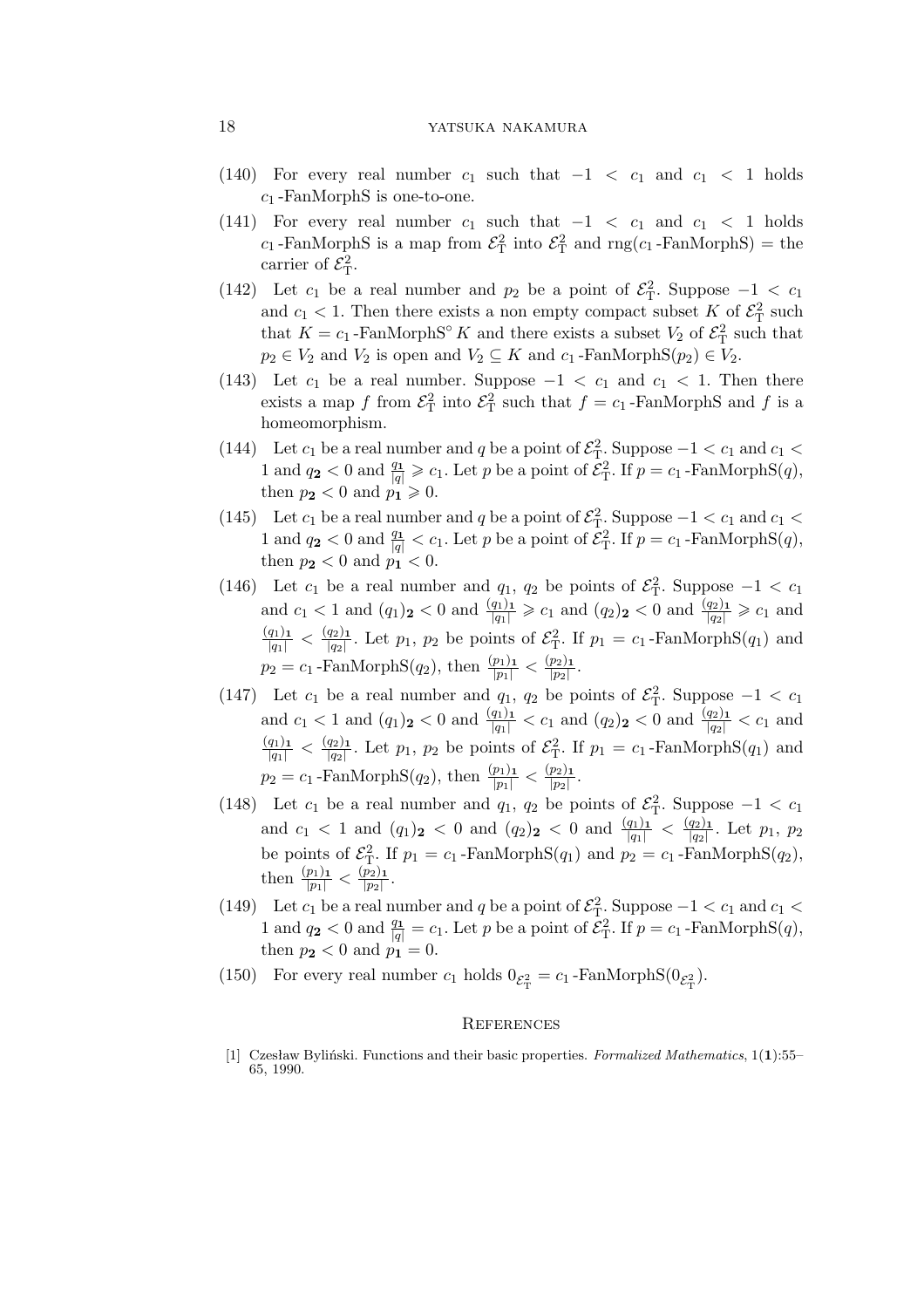(140) For every real number $c_1$ such that $-1 < c_1$ and $c_1 < 1$ holds $c_1$-FanMorphS is one-to-one.

(141) For every real number $c_1$ such that $-1 < c_1$ and $c_1 < 1$ holds $c_1$-FanMorphS is a map from $\mathcal{E}^2_{\mathrm{T}}$ into $\mathcal{E}^2_{\mathrm{T}}$ and $\mathrm{rng}(c_1\text{-FanMorphS})$ = the carrier of $\mathcal{E}^2_{\mathrm{T}}$.

(142) Let $c_1$ be a real number and $p_2$ be a point of $\mathcal{E}^2_{\mathrm{T}}$. Suppose $-1 < c_1$ and $c_1 < 1$. Then there exists a non empty compact subset $K$ of $\mathcal{E}^2_{\mathrm{T}}$ such that $K = c_1\text{-FanMorphS}^{\circ} K$ and there exists a subset $V_2$ of $\mathcal{E}^2_{\mathrm{T}}$ such that $p_2 \in V_2$ and $V_2$ is open and $V_2 \subseteq K$ and $c_1\text{-FanMorphS}(p_2) \in V_2$.

(143) Let $c_1$ be a real number. Suppose $-1 < c_1$ and $c_1 < 1$. Then there exists a map $f$ from $\mathcal{E}^2_{\mathrm{T}}$ into $\mathcal{E}^2_{\mathrm{T}}$ such that $f = c_1$-FanMorphS and $f$ is a homeomorphism.

(144) Let $c_1$ be a real number and $q$ be a point of $\mathcal{E}^2_{\mathrm{T}}$. Suppose $-1 < c_1$ and $c_1 < 1$ and $q_{\mathbf{2}} < 0$ and $\frac{q_{\mathbf{1}}}{|q|} \geqslant c_1$. Let $p$ be a point of $\mathcal{E}^2_{\mathrm{T}}$. If $p = c_1\text{-FanMorphS}(q)$, then $p_{\mathbf{2}} < 0$ and $p_{\mathbf{1}} \geqslant 0$.

(145) Let $c_1$ be a real number and $q$ be a point of $\mathcal{E}^2_{\mathrm{T}}$. Suppose $-1 < c_1$ and $c_1 < 1$ and $q_{\mathbf{2}} < 0$ and $\frac{q_{\mathbf{1}}}{|q|} < c_1$. Let $p$ be a point of $\mathcal{E}^2_{\mathrm{T}}$. If $p = c_1\text{-FanMorphS}(q)$, then $p_{\mathbf{2}} < 0$ and $p_{\mathbf{1}} < 0$.

(146) Let $c_1$ be a real number and $q_1$, $q_2$ be points of $\mathcal{E}^2_{\mathrm{T}}$. Suppose $-1 < c_1$ and $c_1 < 1$ and $(q_1)_{\mathbf{2}} < 0$ and $\frac{(q_1)_{\mathbf{1}}}{|q_1|} \geqslant c_1$ and $(q_2)_{\mathbf{2}} < 0$ and $\frac{(q_2)_{\mathbf{1}}}{|q_2|} \geqslant c_1$ and $\frac{(q_1)_{\mathbf{1}}}{|q_1|} < \frac{(q_2)_{\mathbf{1}}}{|q_2|}$. Let $p_1$, $p_2$ be points of $\mathcal{E}^2_{\mathrm{T}}$. If $p_1 = c_1\text{-FanMorphS}(q_1)$ and $p_2 = c_1\text{-FanMorphS}(q_2)$, then $\frac{(p_1)_{\mathbf{1}}}{|p_1|} < \frac{(p_2)_{\mathbf{1}}}{|p_2|}$.

(147) Let $c_1$ be a real number and $q_1$, $q_2$ be points of $\mathcal{E}^2_{\mathrm{T}}$. Suppose $-1 < c_1$ and $c_1 < 1$ and $(q_1)_{\mathbf{2}} < 0$ and $\frac{(q_1)_{\mathbf{1}}}{|q_1|} < c_1$ and $(q_2)_{\mathbf{2}} < 0$ and $\frac{(q_2)_{\mathbf{1}}}{|q_2|} < c_1$ and $\frac{(q_1)_{\mathbf{1}}}{|q_1|} < \frac{(q_2)_{\mathbf{1}}}{|q_2|}$. Let $p_1$, $p_2$ be points of $\mathcal{E}^2_{\mathrm{T}}$. If $p_1 = c_1\text{-FanMorphS}(q_1)$ and $p_2 = c_1\text{-FanMorphS}(q_2)$, then $\frac{(p_1)_{\mathbf{1}}}{|p_1|} < \frac{(p_2)_{\mathbf{1}}}{|p_2|}$.

(148) Let $c_1$ be a real number and $q_1$, $q_2$ be points of $\mathcal{E}^2_{\mathrm{T}}$. Suppose $-1 < c_1$ and $c_1 < 1$ and $(q_1)_{\mathbf{2}} < 0$ and $(q_2)_{\mathbf{2}} < 0$ and $\frac{(q_1)_{\mathbf{1}}}{|q_1|} < \frac{(q_2)_{\mathbf{1}}}{|q_2|}$. Let $p_1$, $p_2$ be points of $\mathcal{E}^2_{\mathrm{T}}$. If $p_1 = c_1\text{-FanMorphS}(q_1)$ and $p_2 = c_1\text{-FanMorphS}(q_2)$, then $\frac{(p_1)_{\mathbf{1}}}{|p_1|} < \frac{(p_2)_{\mathbf{1}}}{|p_2|}$.

(149) Let $c_1$ be a real number and $q$ be a point of $\mathcal{E}^2_{\mathrm{T}}$. Suppose $-1 < c_1$ and $c_1 < 1$ and $q_{\mathbf{2}} < 0$ and $\frac{q_{\mathbf{1}}}{|q|} = c_1$. Let $p$ be a point of $\mathcal{E}^2_{\mathrm{T}}$. If $p = c_1\text{-FanMorphS}(q)$, then $p_{\mathbf{2}} < 0$ and $p_{\mathbf{1}} = 0$.

(150) For every real number $c_1$ holds $0_{\mathcal{E}^2_{\mathrm{T}}} = c_1\text{-FanMorphS}(0_{\mathcal{E}^2_{\mathrm{T}}})$.

## References

[1] Czesław Byliński. Functions and their basic properties. *Formalized Mathematics*, 1(**1**):55–65, 1990.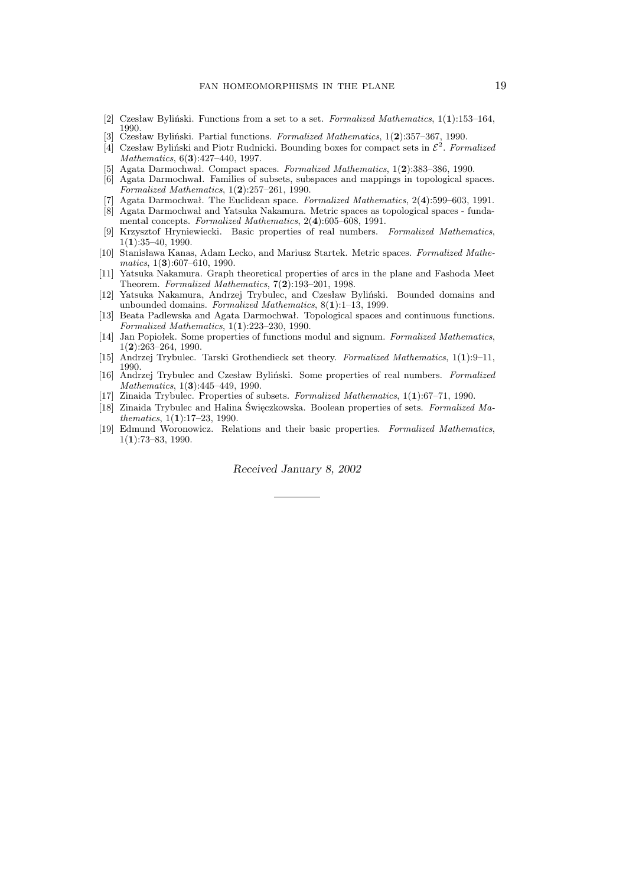[2] Czesław Byliński. Functions from a set to a set. *Formalized Mathematics*, 1(**1**):153–164, 1990.

[3] Czesław Byliński. Partial functions. *Formalized Mathematics*, 1(**2**):357–367, 1990.

[4] Czesław Byliński and Piotr Rudnicki. Bounding boxes for compact sets in $\mathcal{E}^2$. *Formalized Mathematics*, 6(**3**):427–440, 1997.

[5] Agata Darmochwał. Compact spaces. *Formalized Mathematics*, 1(**2**):383–386, 1990.

[6] Agata Darmochwał. Families of subsets, subspaces and mappings in topological spaces. *Formalized Mathematics*, 1(**2**):257–261, 1990.

[7] Agata Darmochwał. The Euclidean space. *Formalized Mathematics*, 2(**4**):599–603, 1991.

[8] Agata Darmochwał and Yatsuka Nakamura. Metric spaces as topological spaces - fundamental concepts. *Formalized Mathematics*, 2(**4**):605–608, 1991.

[9] Krzysztof Hryniewiecki. Basic properties of real numbers. *Formalized Mathematics*, 1(**1**):35–40, 1990.

[10] Stanisława Kanas, Adam Lecko, and Mariusz Startek. Metric spaces. *Formalized Mathematics*, 1(**3**):607–610, 1990.

[11] Yatsuka Nakamura. Graph theoretical properties of arcs in the plane and Fashoda Meet Theorem. *Formalized Mathematics*, 7(**2**):193–201, 1998.

[12] Yatsuka Nakamura, Andrzej Trybulec, and Czesław Byliński. Bounded domains and unbounded domains. *Formalized Mathematics*, 8(**1**):1–13, 1999.

[13] Beata Padlewska and Agata Darmochwał. Topological spaces and continuous functions. *Formalized Mathematics*, 1(**1**):223–230, 1990.

[14] Jan Popiołek. Some properties of functions modul and signum. *Formalized Mathematics*, 1(**2**):263–264, 1990.

[15] Andrzej Trybulec. Tarski Grothendieck set theory. *Formalized Mathematics*, 1(**1**):9–11, 1990.

[16] Andrzej Trybulec and Czesław Byliński. Some properties of real numbers. *Formalized Mathematics*, 1(**3**):445–449, 1990.

[17] Zinaida Trybulec. Properties of subsets. *Formalized Mathematics*, 1(**1**):67–71, 1990.

[18] Zinaida Trybulec and Halina Święczkowska. Boolean properties of sets. *Formalized Mathematics*, 1(**1**):17–23, 1990.

[19] Edmund Woronowicz. Relations and their basic properties. *Formalized Mathematics*, 1(**1**):73–83, 1990.

*Received January 8, 2002*